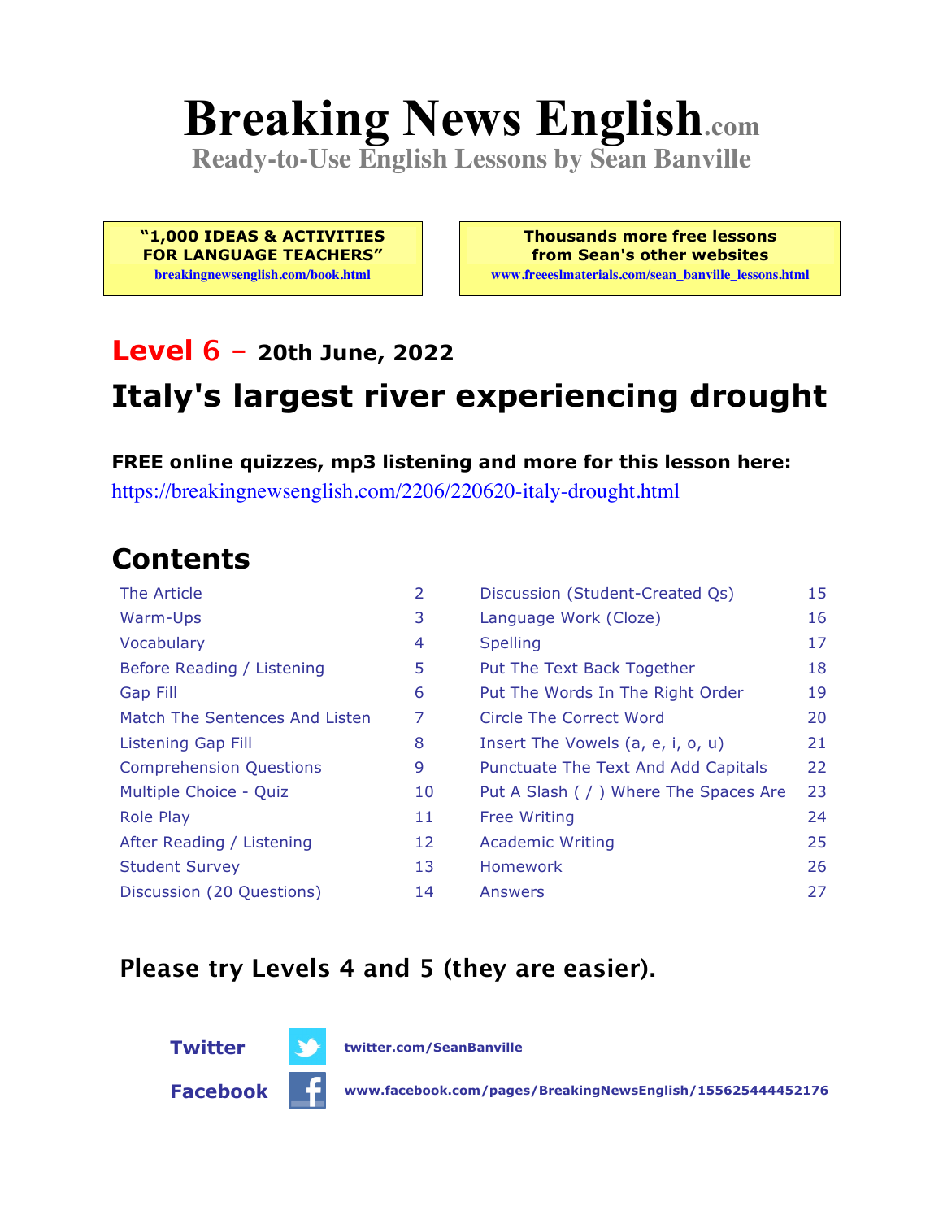# Breaking News English.com

**Ready-to-Use English Lessons by Sean Banville**

> **"1,000 IDEAS & ACTIVITIES FOR LANGUAGE TEACHERS"**
> breakingnewsenglish.com/book.html

> **Thousands more free lessons from Sean's other websites**
> www.freeeslmaterials.com/sean_banville_lessons.html

## Level 6 – 20th June, 2022

## Italy's largest river experiencing drought

**FREE online quizzes, mp3 listening and more for this lesson here:**
https://breakingnewsenglish.com/2206/220620-italy-drought.html

## Contents

| | | | |
|---|---|---|---|
| The Article | 2 | Discussion (Student-Created Qs) | 15 |
| Warm-Ups | 3 | Language Work (Cloze) | 16 |
| Vocabulary | 4 | Spelling | 17 |
| Before Reading / Listening | 5 | Put The Text Back Together | 18 |
| Gap Fill | 6 | Put The Words In The Right Order | 19 |
| Match The Sentences And Listen | 7 | Circle The Correct Word | 20 |
| Listening Gap Fill | 8 | Insert The Vowels (a, e, i, o, u) | 21 |
| Comprehension Questions | 9 | Punctuate The Text And Add Capitals | 22 |
| Multiple Choice - Quiz | 10 | Put A Slash ( / ) Where The Spaces Are | 23 |
| Role Play | 11 | Free Writing | 24 |
| After Reading / Listening | 12 | Academic Writing | 25 |
| Student Survey | 13 | Homework | 26 |
| Discussion (20 Questions) | 14 | Answers | 27 |

### Please try Levels 4 and 5 (they are easier).

**Twitter** twitter.com/SeanBanville

**Facebook** www.facebook.com/pages/BreakingNewsEnglish/155625444452176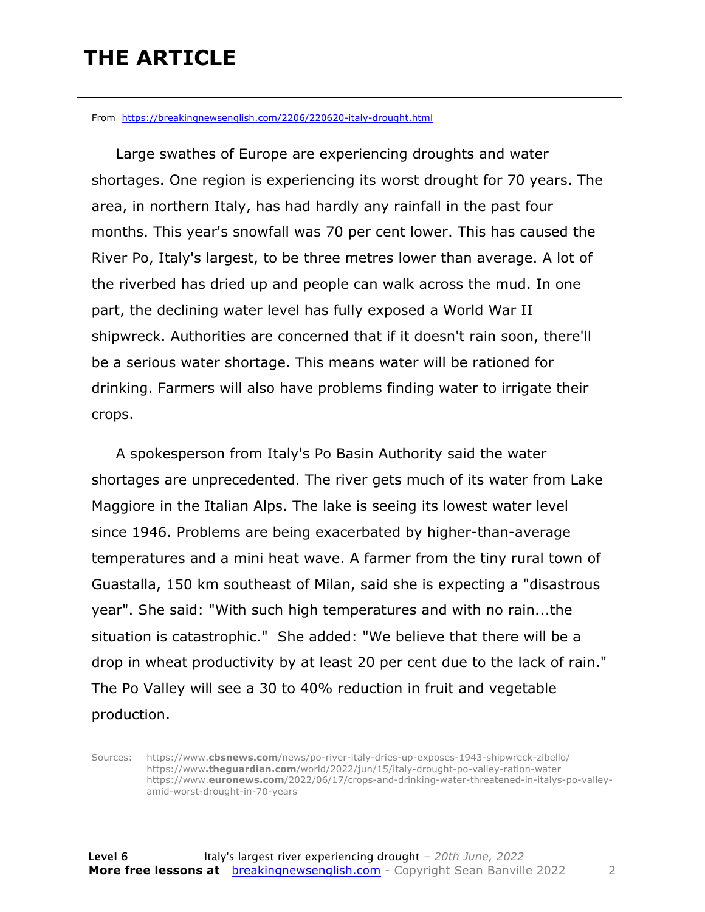# THE ARTICLE

From https://breakingnewsenglish.com/2206/220620-italy-drought.html

Large swathes of Europe are experiencing droughts and water shortages. One region is experiencing its worst drought for 70 years. The area, in northern Italy, has had hardly any rainfall in the past four months. This year's snowfall was 70 per cent lower. This has caused the River Po, Italy's largest, to be three metres lower than average. A lot of the riverbed has dried up and people can walk across the mud. In one part, the declining water level has fully exposed a World War II shipwreck. Authorities are concerned that if it doesn't rain soon, there'll be a serious water shortage. This means water will be rationed for drinking. Farmers will also have problems finding water to irrigate their crops.

A spokesperson from Italy's Po Basin Authority said the water shortages are unprecedented. The river gets much of its water from Lake Maggiore in the Italian Alps. The lake is seeing its lowest water level since 1946. Problems are being exacerbated by higher-than-average temperatures and a mini heat wave. A farmer from the tiny rural town of Guastalla, 150 km southeast of Milan, said she is expecting a "disastrous year". She said: "With such high temperatures and with no rain...the situation is catastrophic." She added: "We believe that there will be a drop in wheat productivity by at least 20 per cent due to the lack of rain." The Po Valley will see a 30 to 40% reduction in fruit and vegetable production.

Sources:
https://www.cbsnews.com/news/po-river-italy-dries-up-exposes-1943-shipwreck-zibello/
https://www.theguardian.com/world/2022/jun/15/italy-drought-po-valley-ration-water
https://www.euronews.com/2022/06/17/crops-and-drinking-water-threatened-in-italys-po-valley-amid-worst-drought-in-70-years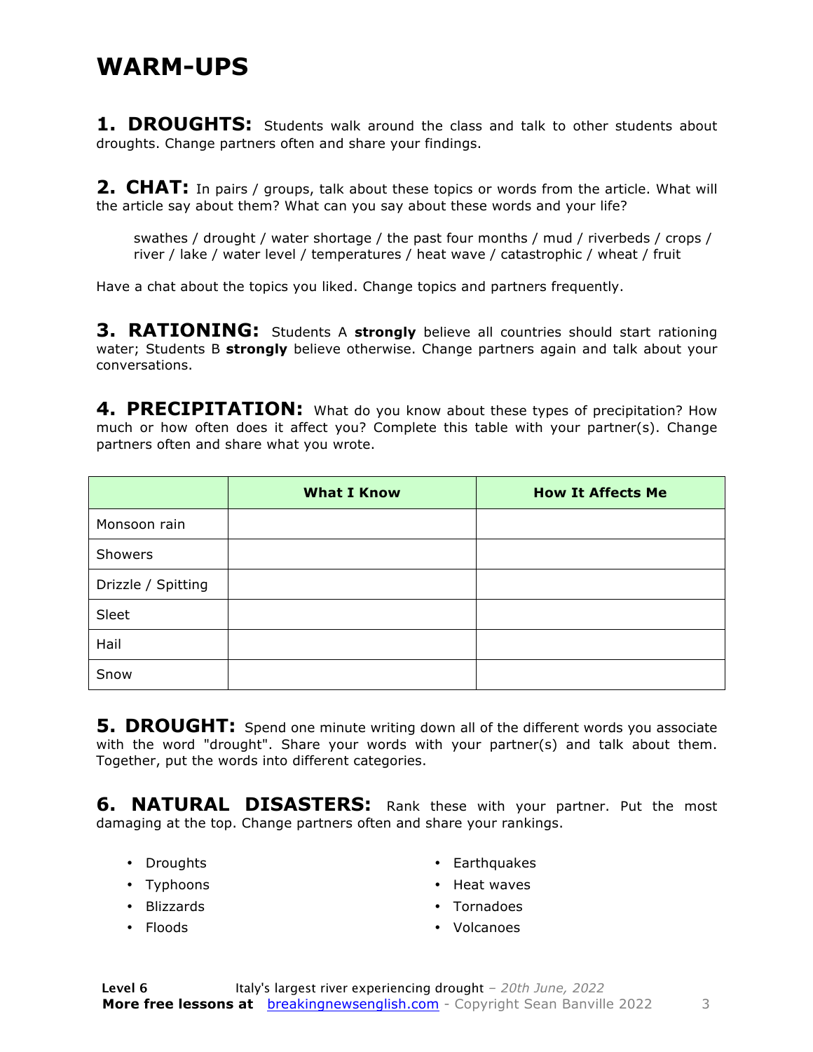# WARM-UPS

**1. DROUGHTS:** Students walk around the class and talk to other students about droughts. Change partners often and share your findings.

**2. CHAT:** In pairs / groups, talk about these topics or words from the article. What will the article say about them? What can you say about these words and your life?

> swathes / drought / water shortage / the past four months / mud / riverbeds / crops / river / lake / water level / temperatures / heat wave / catastrophic / wheat / fruit

Have a chat about the topics you liked. Change topics and partners frequently.

**3. RATIONING:** Students A **strongly** believe all countries should start rationing water; Students B **strongly** believe otherwise. Change partners again and talk about your conversations.

**4. PRECIPITATION:** What do you know about these types of precipitation? How much or how often does it affect you? Complete this table with your partner(s). Change partners often and share what you wrote.

| | What I Know | How It Affects Me |
|---|---|---|
| Monsoon rain | | |
| Showers | | |
| Drizzle / Spitting | | |
| Sleet | | |
| Hail | | |
| Snow | | |

**5. DROUGHT:** Spend one minute writing down all of the different words you associate with the word "drought". Share your words with your partner(s) and talk about them. Together, put the words into different categories.

**6. NATURAL DISASTERS:** Rank these with your partner. Put the most damaging at the top. Change partners often and share your rankings.

- Droughts
- Typhoons
- Blizzards
- Floods
- Earthquakes
- Heat waves
- Tornadoes
- Volcanoes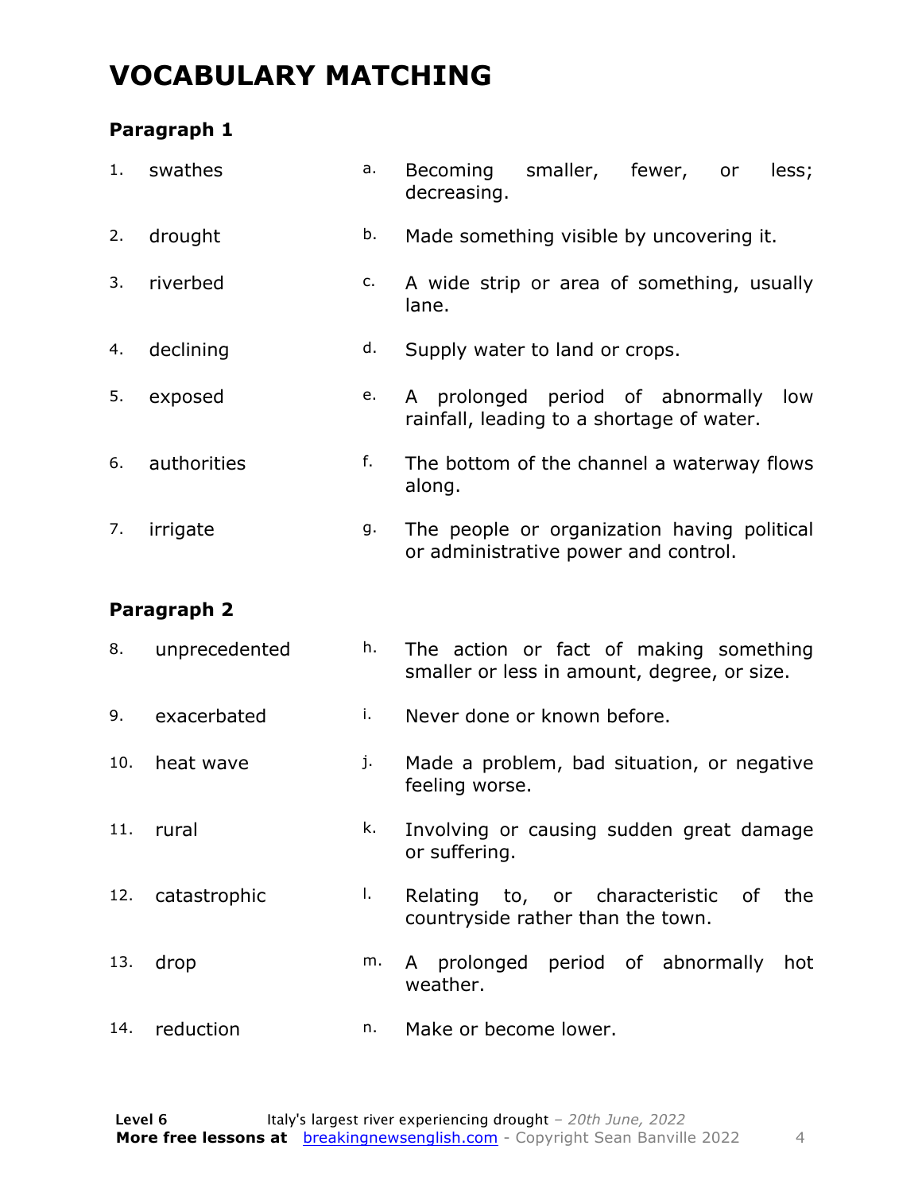# VOCABULARY MATCHING

### Paragraph 1

| | | | |
|---|---|---|---|
| 1. | swathes | a. | Becoming smaller, fewer, or less; decreasing. |
| 2. | drought | b. | Made something visible by uncovering it. |
| 3. | riverbed | c. | A wide strip or area of something, usually lane. |
| 4. | declining | d. | Supply water to land or crops. |
| 5. | exposed | e. | A prolonged period of abnormally low rainfall, leading to a shortage of water. |
| 6. | authorities | f. | The bottom of the channel a waterway flows along. |
| 7. | irrigate | g. | The people or organization having political or administrative power and control. |

### Paragraph 2

| | | | |
|---|---|---|---|
| 8. | unprecedented | h. | The action or fact of making something smaller or less in amount, degree, or size. |
| 9. | exacerbated | i. | Never done or known before. |
| 10. | heat wave | j. | Made a problem, bad situation, or negative feeling worse. |
| 11. | rural | k. | Involving or causing sudden great damage or suffering. |
| 12. | catastrophic | l. | Relating to, or characteristic of the countryside rather than the town. |
| 13. | drop | m. | A prolonged period of abnormally hot weather. |
| 14. | reduction | n. | Make or become lower. |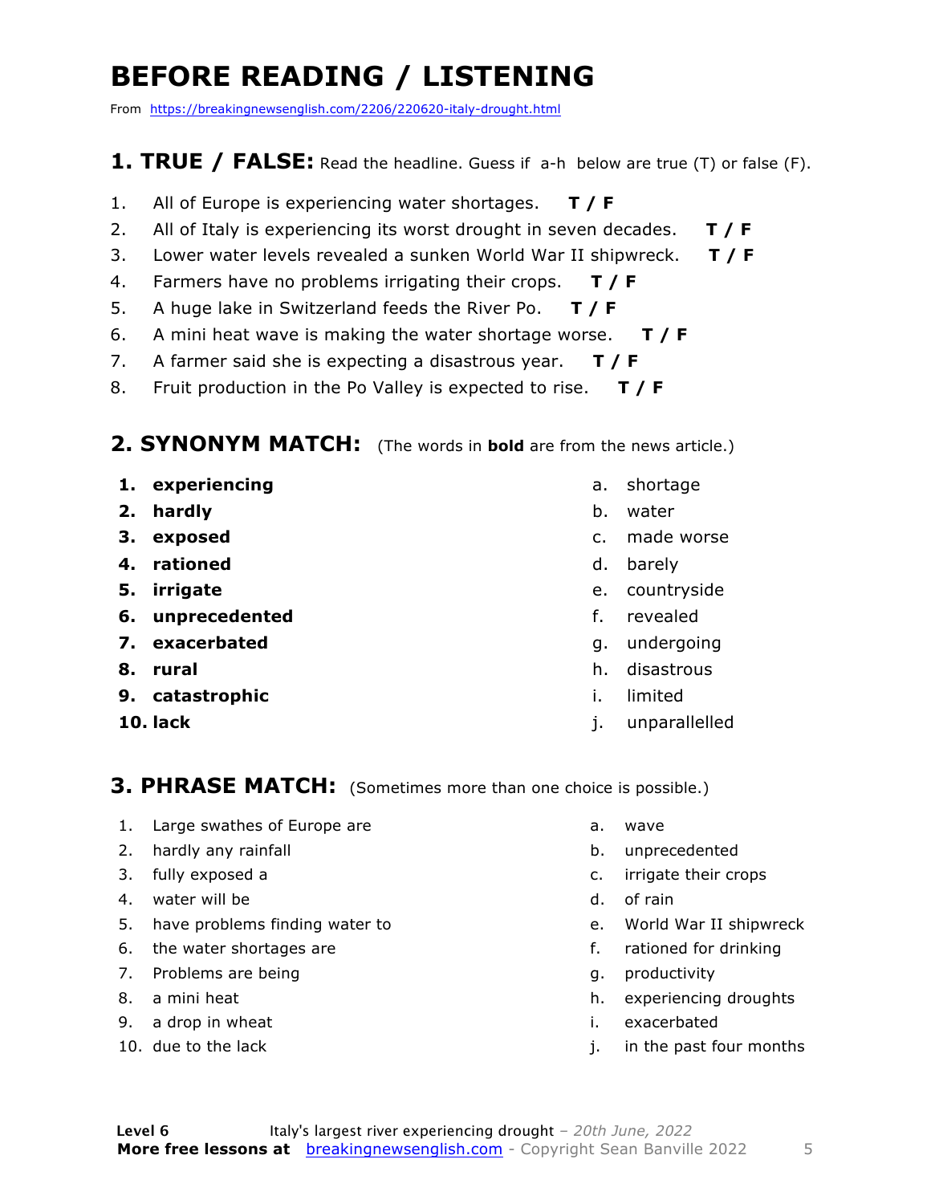# BEFORE READING / LISTENING

From https://breakingnewsenglish.com/2206/220620-italy-drought.html

## 1. TRUE / FALSE: Read the headline. Guess if a-h below are true (T) or false (F).

1. All of Europe is experiencing water shortages. **T / F**
2. All of Italy is experiencing its worst drought in seven decades. **T / F**
3. Lower water levels revealed a sunken World War II shipwreck. **T / F**
4. Farmers have no problems irrigating their crops. **T / F**
5. A huge lake in Switzerland feeds the River Po. **T / F**
6. A mini heat wave is making the water shortage worse. **T / F**
7. A farmer said she is expecting a disastrous year. **T / F**
8. Fruit production in the Po Valley is expected to rise. **T / F**

## 2. SYNONYM MATCH: (The words in **bold** are from the news article.)

1. **experiencing**
2. **hardly**
3. **exposed**
4. **rationed**
5. **irrigate**
6. **unprecedented**
7. **exacerbated**
8. **rural**
9. **catastrophic**
10. **lack**

a. shortage
b. water
c. made worse
d. barely
e. countryside
f. revealed
g. undergoing
h. disastrous
i. limited
j. unparallelled

## 3. PHRASE MATCH: (Sometimes more than one choice is possible.)

1. Large swathes of Europe are
2. hardly any rainfall
3. fully exposed a
4. water will be
5. have problems finding water to
6. the water shortages are
7. Problems are being
8. a mini heat
9. a drop in wheat
10. due to the lack

a. wave
b. unprecedented
c. irrigate their crops
d. of rain
e. World War II shipwreck
f. rationed for drinking
g. productivity
h. experiencing droughts
i. exacerbated
j. in the past four months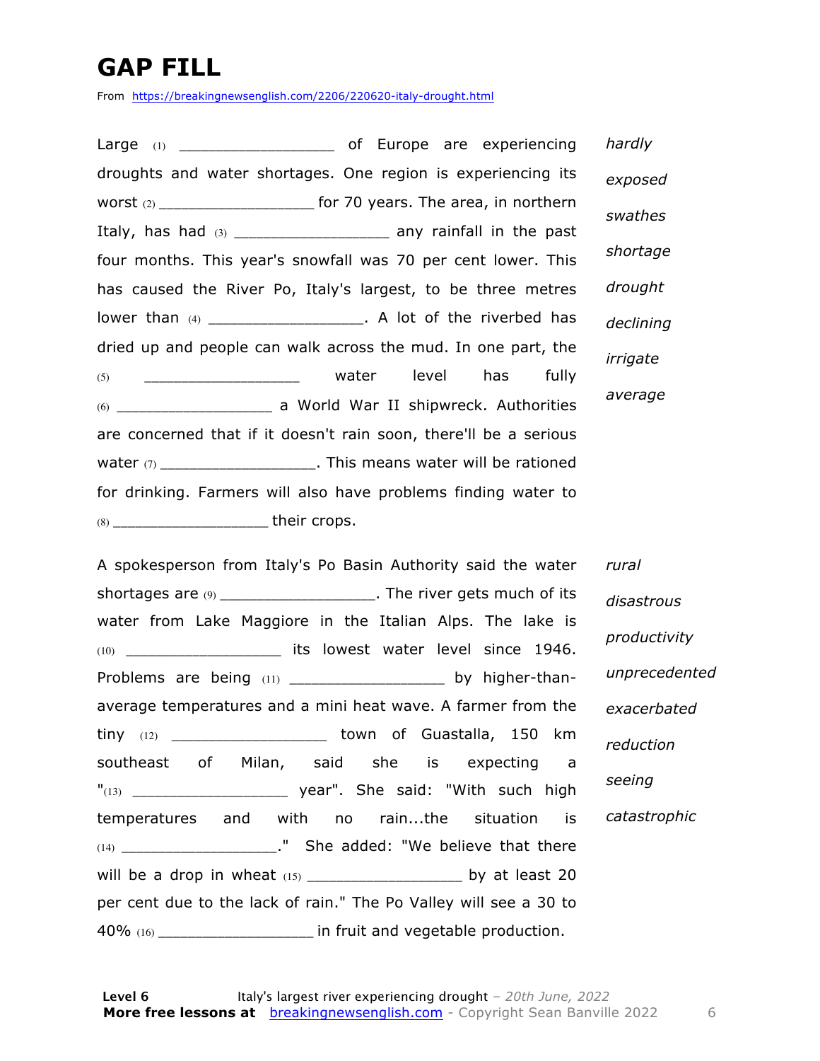# GAP FILL

From https://breakingnewsenglish.com/2206/220620-italy-drought.html

Large (1) __________________ of Europe are experiencing droughts and water shortages. One region is experiencing its worst (2) __________________ for 70 years. The area, in northern Italy, has had (3) __________________ any rainfall in the past four months. This year's snowfall was 70 per cent lower. This has caused the River Po, Italy's largest, to be three metres lower than (4) __________________. A lot of the riverbed has dried up and people can walk across the mud. In one part, the (5) __________________ water level has fully (6) __________________ a World War II shipwreck. Authorities are concerned that if it doesn't rain soon, there'll be a serious water (7) __________________. This means water will be rationed for drinking. Farmers will also have problems finding water to (8) __________________ their crops.

*hardly*
*exposed*
*swathes*
*shortage*
*drought*
*declining*
*irrigate*
*average*

A spokesperson from Italy's Po Basin Authority said the water shortages are (9) __________________. The river gets much of its water from Lake Maggiore in the Italian Alps. The lake is (10) __________________ its lowest water level since 1946. Problems are being (11) __________________ by higher-than-average temperatures and a mini heat wave. A farmer from the tiny (12) __________________ town of Guastalla, 150 km southeast of Milan, said she is expecting a "(13) __________________ year". She said: "With such high temperatures and with no rain...the situation is (14) __________________." She added: "We believe that there will be a drop in wheat (15) __________________ by at least 20 per cent due to the lack of rain." The Po Valley will see a 30 to 40% (16) __________________ in fruit and vegetable production.

*rural*
*disastrous*
*productivity*
*unprecedented*
*exacerbated*
*reduction*
*seeing*
*catastrophic*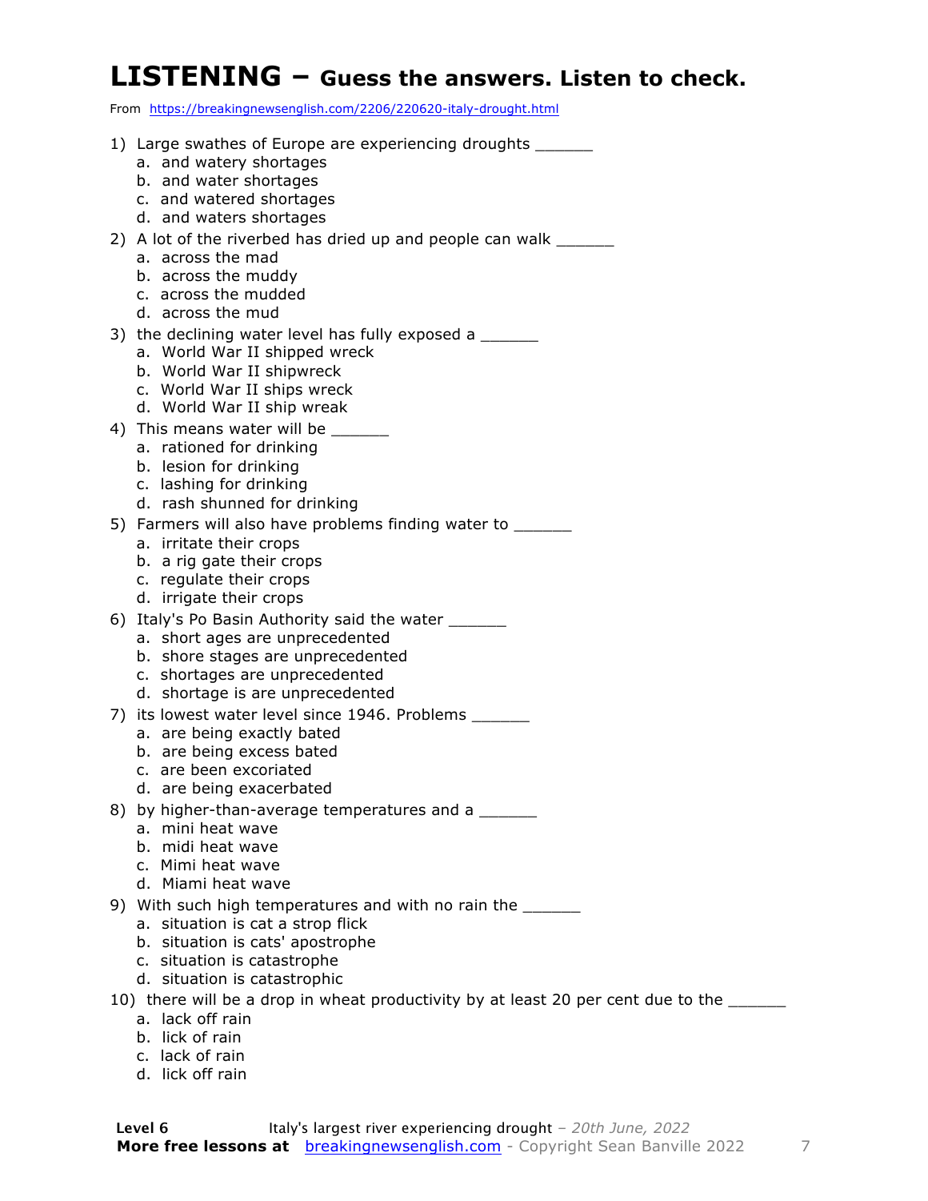# LISTENING – Guess the answers. Listen to check.

From https://breakingnewsenglish.com/2206/220620-italy-drought.html

1) Large swathes of Europe are experiencing droughts ______
   a. and watery shortages
   b. and water shortages
   c. and watered shortages
   d. and waters shortages
2) A lot of the riverbed has dried up and people can walk ______
   a. across the mad
   b. across the muddy
   c. across the mudded
   d. across the mud
3) the declining water level has fully exposed a ______
   a. World War II shipped wreck
   b. World War II shipwreck
   c. World War II ships wreck
   d. World War II ship wreak
4) This means water will be ______
   a. rationed for drinking
   b. lesion for drinking
   c. lashing for drinking
   d. rash shunned for drinking
5) Farmers will also have problems finding water to ______
   a. irritate their crops
   b. a rig gate their crops
   c. regulate their crops
   d. irrigate their crops
6) Italy's Po Basin Authority said the water ______
   a. short ages are unprecedented
   b. shore stages are unprecedented
   c. shortages are unprecedented
   d. shortage is are unprecedented
7) its lowest water level since 1946. Problems ______
   a. are being exactly bated
   b. are being excess bated
   c. are been excoriated
   d. are being exacerbated
8) by higher-than-average temperatures and a ______
   a. mini heat wave
   b. midi heat wave
   c. Mimi heat wave
   d. Miami heat wave
9) With such high temperatures and with no rain the ______
   a. situation is cat a strop flick
   b. situation is cats' apostrophe
   c. situation is catastrophe
   d. situation is catastrophic
10) there will be a drop in wheat productivity by at least 20 per cent due to the ______
   a. lack off rain
   b. lick of rain
   c. lack of rain
   d. lick off rain

**Level 6** Italy's largest river experiencing drought – *20th June, 2022*
**More free lessons at** breakingnewsenglish.com - Copyright Sean Banville 2022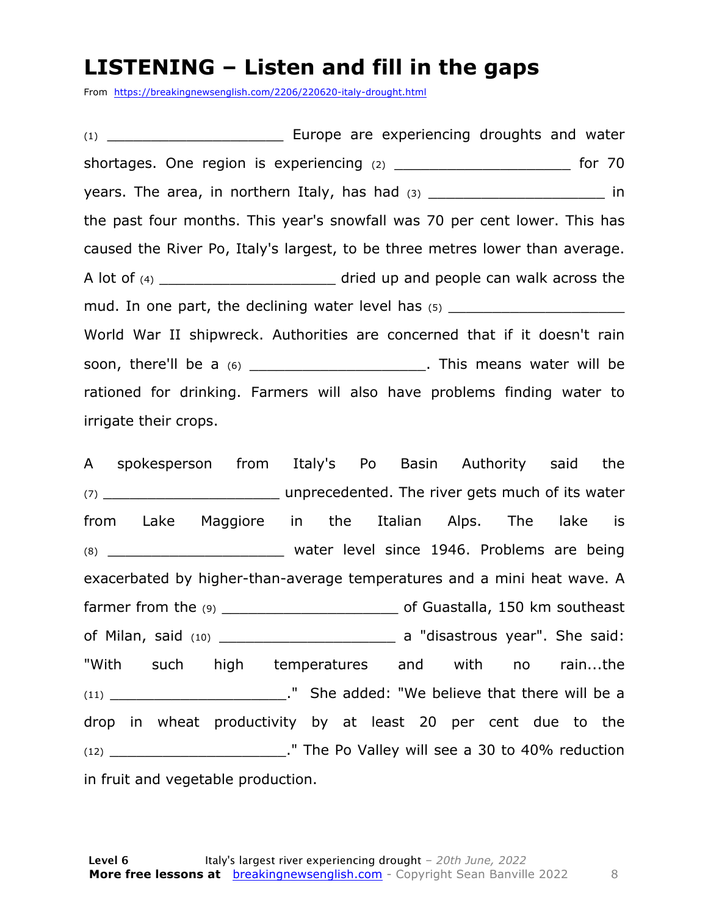# LISTENING – Listen and fill in the gaps

From https://breakingnewsenglish.com/2206/220620-italy-drought.html

(1) ____________________ Europe are experiencing droughts and water shortages. One region is experiencing (2) ____________________ for 70 years. The area, in northern Italy, has had (3) ____________________ in the past four months. This year's snowfall was 70 per cent lower. This has caused the River Po, Italy's largest, to be three metres lower than average. A lot of (4) ____________________ dried up and people can walk across the mud. In one part, the declining water level has (5) ____________________ World War II shipwreck. Authorities are concerned that if it doesn't rain soon, there'll be a (6) ____________________. This means water will be rationed for drinking. Farmers will also have problems finding water to irrigate their crops.

A spokesperson from Italy's Po Basin Authority said the (7) ____________________ unprecedented. The river gets much of its water from Lake Maggiore in the Italian Alps. The lake is (8) ____________________ water level since 1946. Problems are being exacerbated by higher-than-average temperatures and a mini heat wave. A farmer from the (9) ____________________ of Guastalla, 150 km southeast of Milan, said (10) ____________________ a "disastrous year". She said: "With such high temperatures and with no rain...the (11) ____________________." She added: "We believe that there will be a drop in wheat productivity by at least 20 per cent due to the (12) ____________________." The Po Valley will see a 30 to 40% reduction in fruit and vegetable production.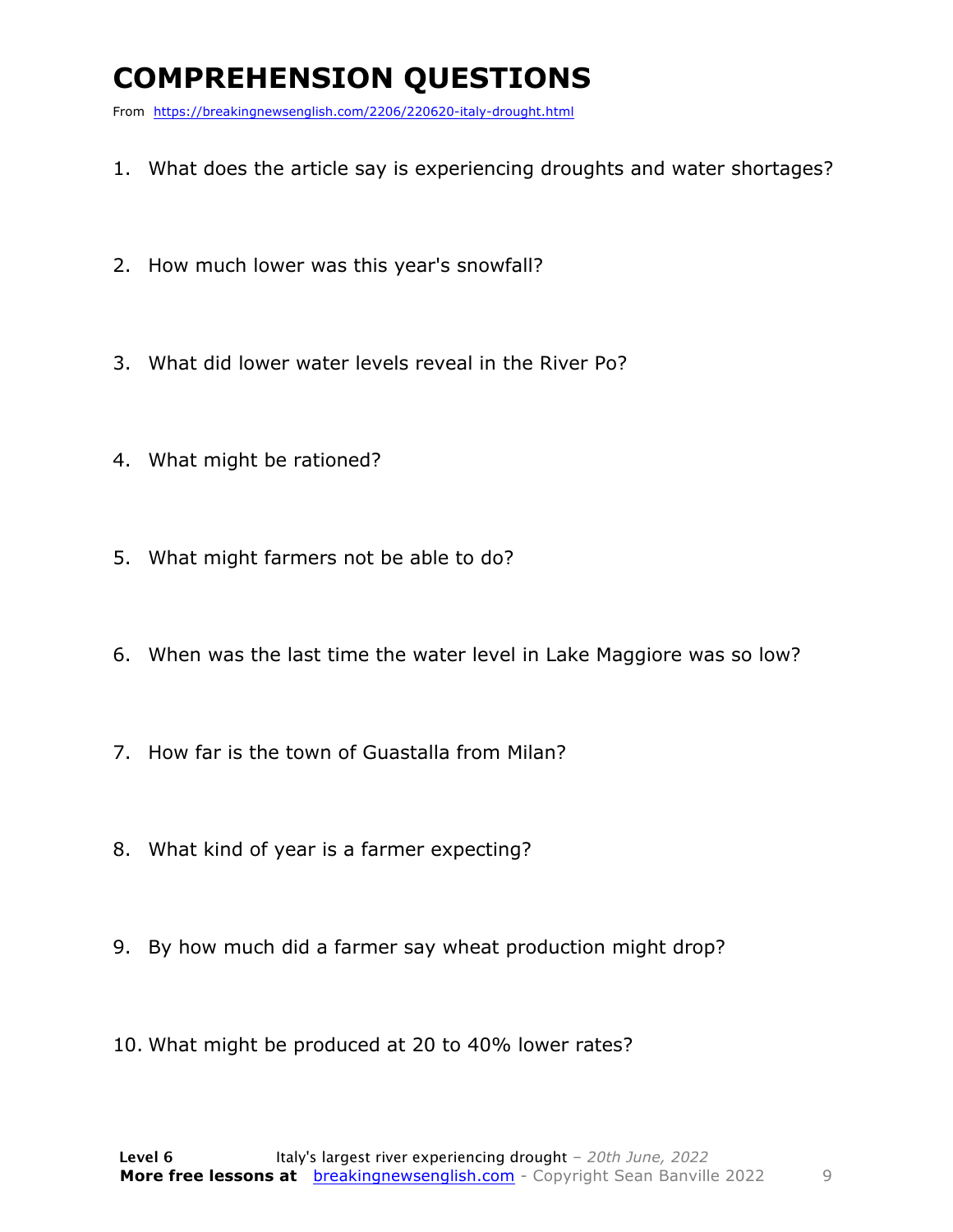# COMPREHENSION QUESTIONS

From https://breakingnewsenglish.com/2206/220620-italy-drought.html

1. What does the article say is experiencing droughts and water shortages?
2. How much lower was this year's snowfall?
3. What did lower water levels reveal in the River Po?
4. What might be rationed?
5. What might farmers not be able to do?
6. When was the last time the water level in Lake Maggiore was so low?
7. How far is the town of Guastalla from Milan?
8. What kind of year is a farmer expecting?
9. By how much did a farmer say wheat production might drop?
10. What might be produced at 20 to 40% lower rates?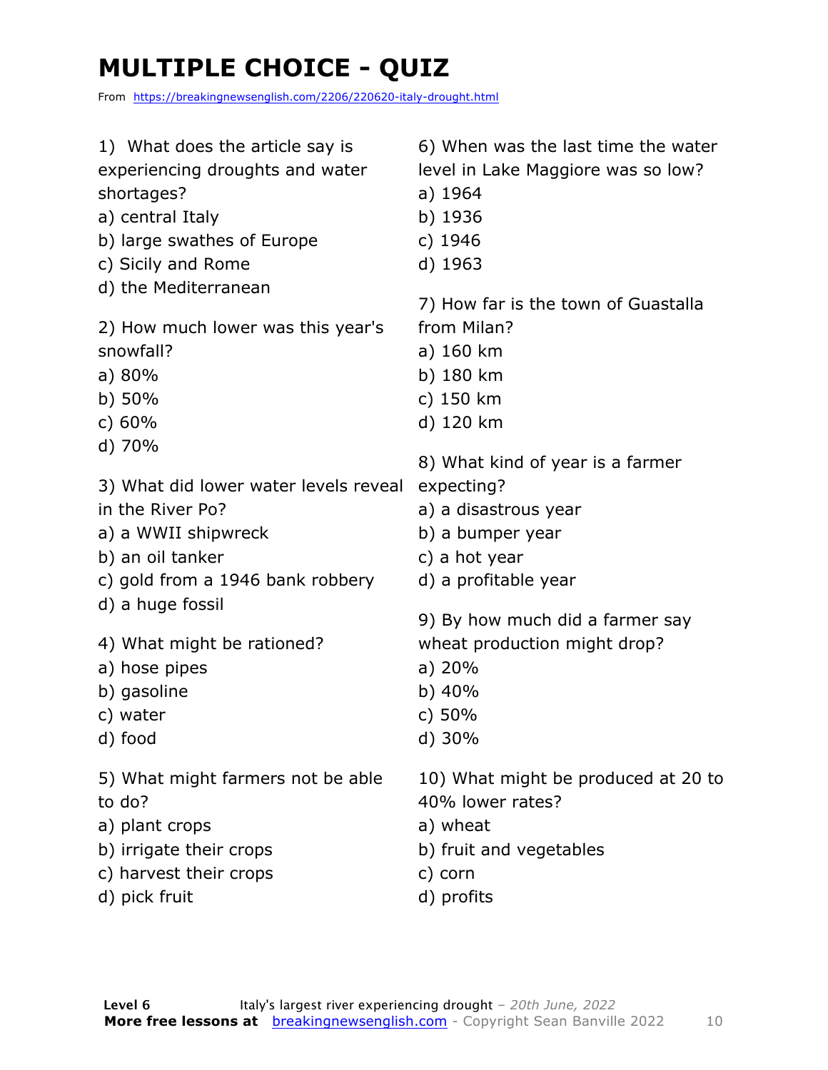# MULTIPLE CHOICE - QUIZ

From https://breakingnewsenglish.com/2206/220620-italy-drought.html

1) What does the article say is experiencing droughts and water shortages?
a) central Italy
b) large swathes of Europe
c) Sicily and Rome
d) the Mediterranean

2) How much lower was this year's snowfall?
a) 80%
b) 50%
c) 60%
d) 70%

3) What did lower water levels reveal in the River Po?
a) a WWII shipwreck
b) an oil tanker
c) gold from a 1946 bank robbery
d) a huge fossil

4) What might be rationed?
a) hose pipes
b) gasoline
c) water
d) food

5) What might farmers not be able to do?
a) plant crops
b) irrigate their crops
c) harvest their crops
d) pick fruit

6) When was the last time the water level in Lake Maggiore was so low?
a) 1964
b) 1936
c) 1946
d) 1963

7) How far is the town of Guastalla from Milan?
a) 160 km
b) 180 km
c) 150 km
d) 120 km

8) What kind of year is a farmer expecting?
a) a disastrous year
b) a bumper year
c) a hot year
d) a profitable year

9) By how much did a farmer say wheat production might drop?
a) 20%
b) 40%
c) 50%
d) 30%

10) What might be produced at 20 to 40% lower rates?
a) wheat
b) fruit and vegetables
c) corn
d) profits

**Level 6** Italy's largest river experiencing drought – *20th June, 2022*
**More free lessons at** breakingnewsenglish.com - Copyright Sean Banville 2022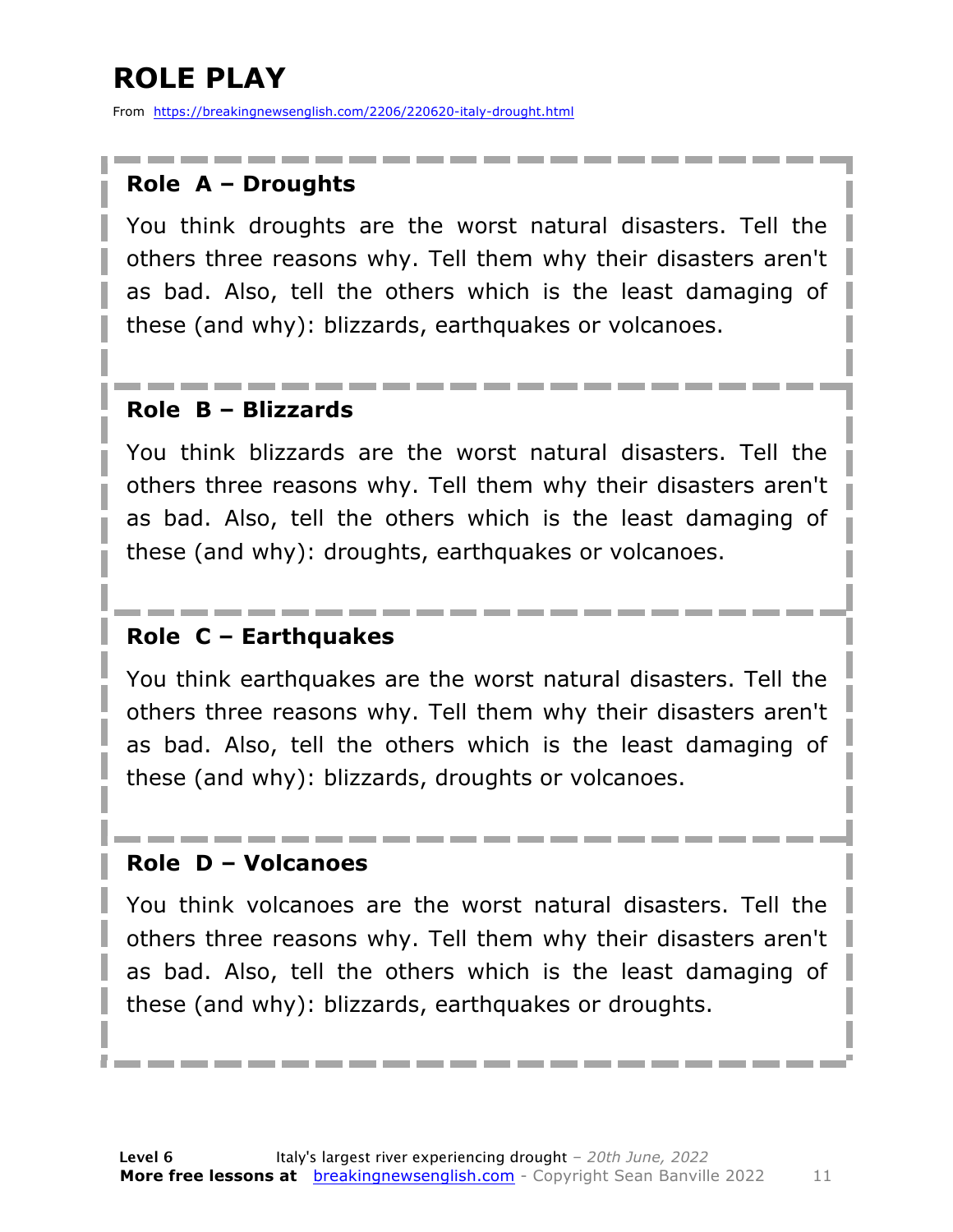# ROLE PLAY

From https://breakingnewsenglish.com/2206/220620-italy-drought.html

### Role A – Droughts

You think droughts are the worst natural disasters. Tell the others three reasons why. Tell them why their disasters aren't as bad. Also, tell the others which is the least damaging of these (and why): blizzards, earthquakes or volcanoes.

### Role B – Blizzards

You think blizzards are the worst natural disasters. Tell the others three reasons why. Tell them why their disasters aren't as bad. Also, tell the others which is the least damaging of these (and why): droughts, earthquakes or volcanoes.

### Role C – Earthquakes

You think earthquakes are the worst natural disasters. Tell the others three reasons why. Tell them why their disasters aren't as bad. Also, tell the others which is the least damaging of these (and why): blizzards, droughts or volcanoes.

### Role D – Volcanoes

You think volcanoes are the worst natural disasters. Tell the others three reasons why. Tell them why their disasters aren't as bad. Also, tell the others which is the least damaging of these (and why): blizzards, earthquakes or droughts.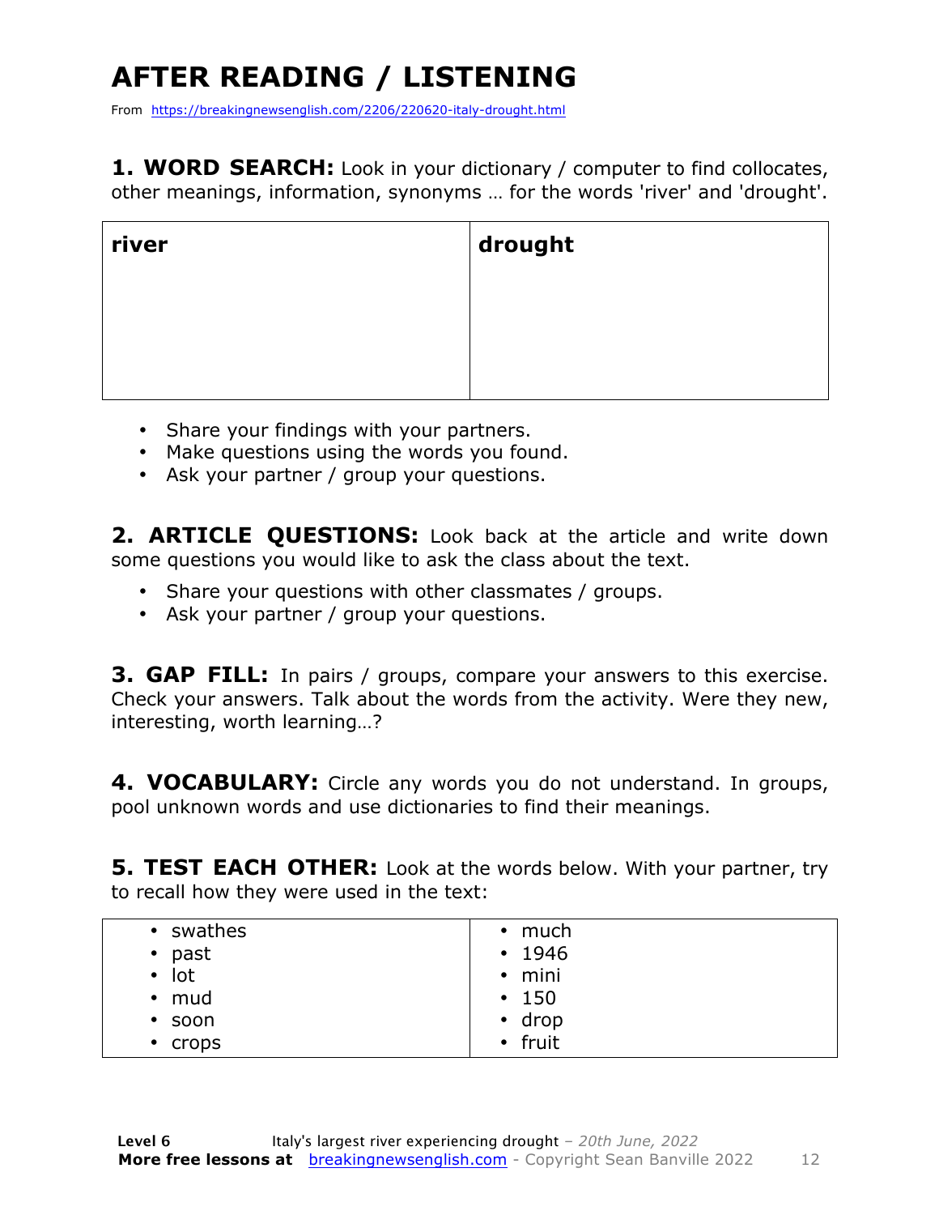# AFTER READING / LISTENING

From https://breakingnewsenglish.com/2206/220620-italy-drought.html

**1. WORD SEARCH:** Look in your dictionary / computer to find collocates, other meanings, information, synonyms … for the words 'river' and 'drought'.

| river | drought |
|---|---|
| | |

- Share your findings with your partners.
- Make questions using the words you found.
- Ask your partner / group your questions.

**2. ARTICLE QUESTIONS:** Look back at the article and write down some questions you would like to ask the class about the text.

- Share your questions with other classmates / groups.
- Ask your partner / group your questions.

**3. GAP FILL:** In pairs / groups, compare your answers to this exercise. Check your answers. Talk about the words from the activity. Were they new, interesting, worth learning…?

**4. VOCABULARY:** Circle any words you do not understand. In groups, pool unknown words and use dictionaries to find their meanings.

**5. TEST EACH OTHER:** Look at the words below. With your partner, try to recall how they were used in the text:

| | |
|---|---|
| • swathes | • much |
| • past | • 1946 |
| • lot | • mini |
| • mud | • 150 |
| • soon | • drop |
| • crops | • fruit |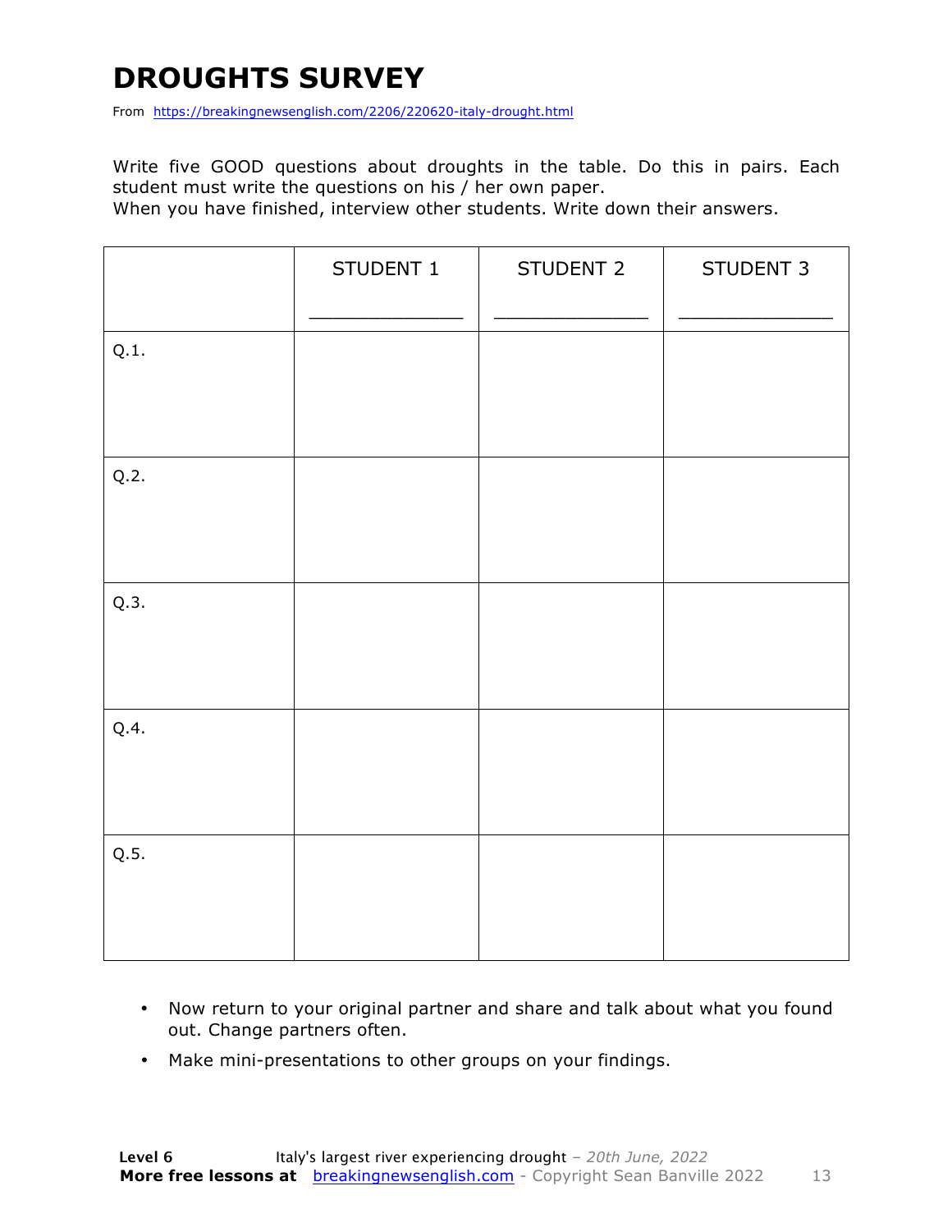# DROUGHTS SURVEY

From https://breakingnewsenglish.com/2206/220620-italy-drought.html

Write five GOOD questions about droughts in the table. Do this in pairs. Each student must write the questions on his / her own paper.
When you have finished, interview other students. Write down their answers.

| | STUDENT 1<br>_______________ | STUDENT 2<br>_______________ | STUDENT 3<br>_______________ |
|---|---|---|---|
| Q.1. | | | |
| Q.2. | | | |
| Q.3. | | | |
| Q.4. | | | |
| Q.5. | | | |

- Now return to your original partner and share and talk about what you found out. Change partners often.
- Make mini-presentations to other groups on your findings.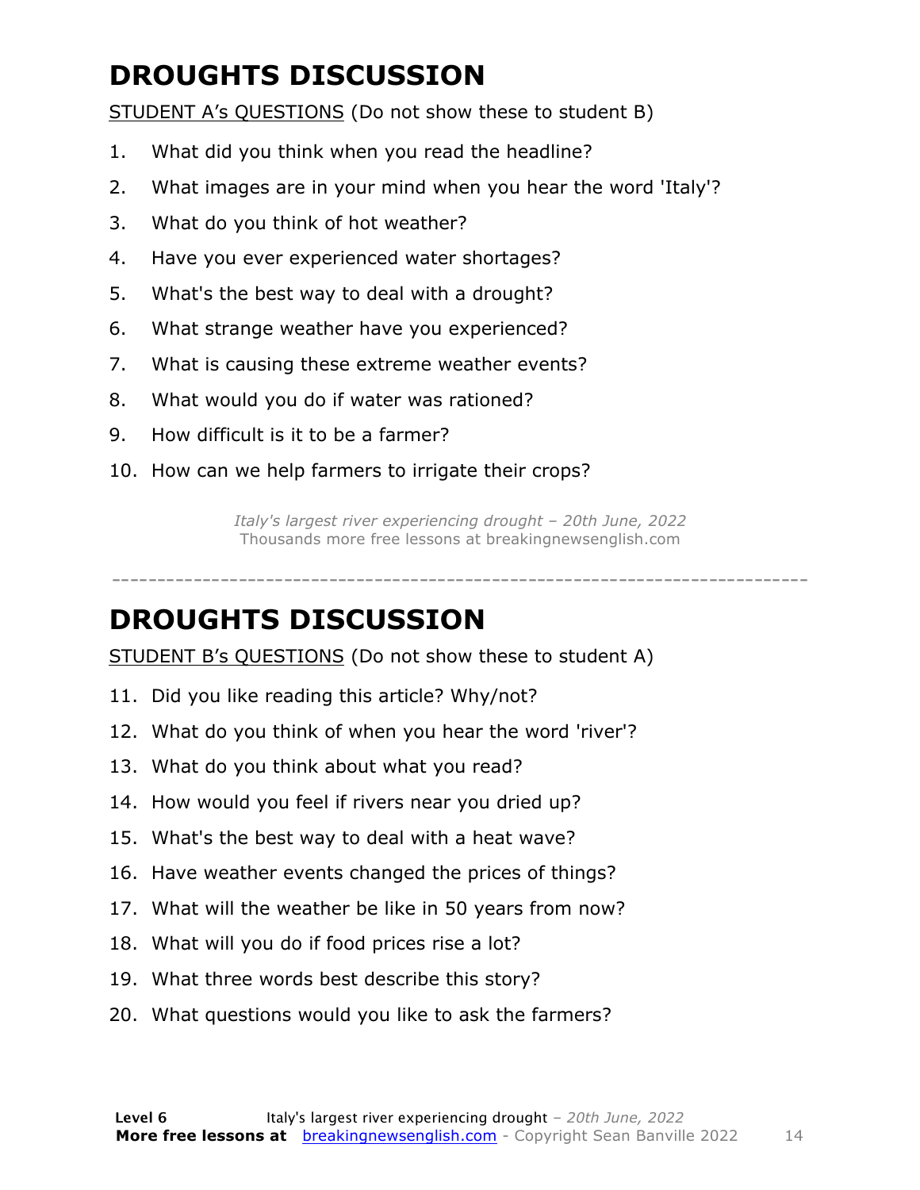# DROUGHTS DISCUSSION

STUDENT A's QUESTIONS (Do not show these to student B)

1. What did you think when you read the headline?
2. What images are in your mind when you hear the word 'Italy'?
3. What do you think of hot weather?
4. Have you ever experienced water shortages?
5. What's the best way to deal with a drought?
6. What strange weather have you experienced?
7. What is causing these extreme weather events?
8. What would you do if water was rationed?
9. How difficult is it to be a farmer?
10. How can we help farmers to irrigate their crops?

*Italy's largest river experiencing drought – 20th June, 2022*
Thousands more free lessons at breakingnewsenglish.com

---

# DROUGHTS DISCUSSION

STUDENT B's QUESTIONS (Do not show these to student A)

11. Did you like reading this article? Why/not?
12. What do you think of when you hear the word 'river'?
13. What do you think about what you read?
14. How would you feel if rivers near you dried up?
15. What's the best way to deal with a heat wave?
16. Have weather events changed the prices of things?
17. What will the weather be like in 50 years from now?
18. What will you do if food prices rise a lot?
19. What three words best describe this story?
20. What questions would you like to ask the farmers?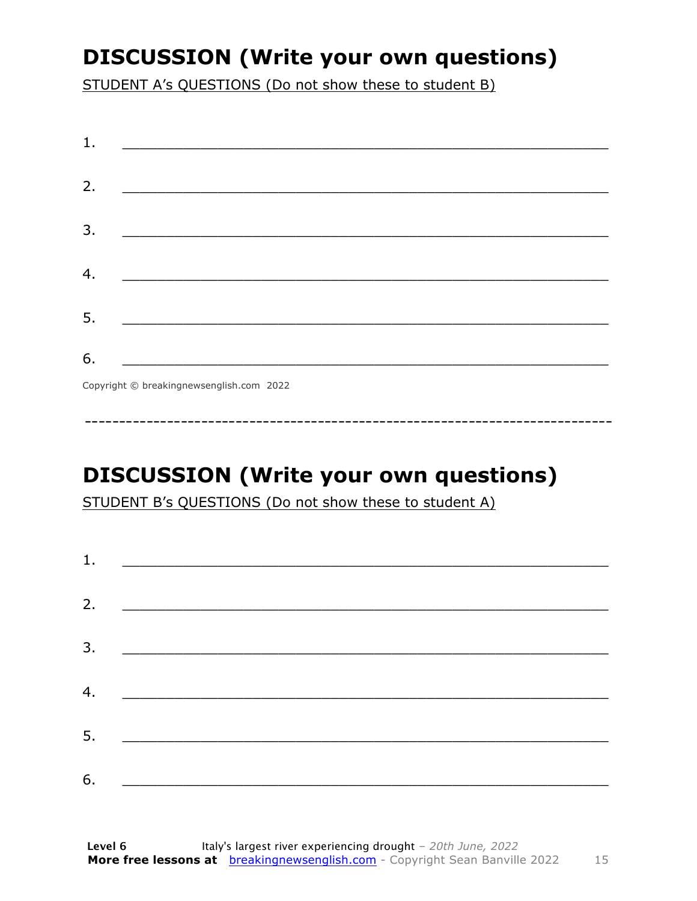## DISCUSSION (Write your own questions)

STUDENT A's QUESTIONS (Do not show these to student B)

1. ___________________________________________________________

2. ___________________________________________________________

3. ___________________________________________________________

4. ___________________________________________________________

5. ___________________________________________________________

6. ___________________________________________________________

Copyright © breakingnewsenglish.com 2022

---

## DISCUSSION (Write your own questions)

STUDENT B's QUESTIONS (Do not show these to student A)

1. ___________________________________________________________

2. ___________________________________________________________

3. ___________________________________________________________

4. ___________________________________________________________

5. ___________________________________________________________

6. ___________________________________________________________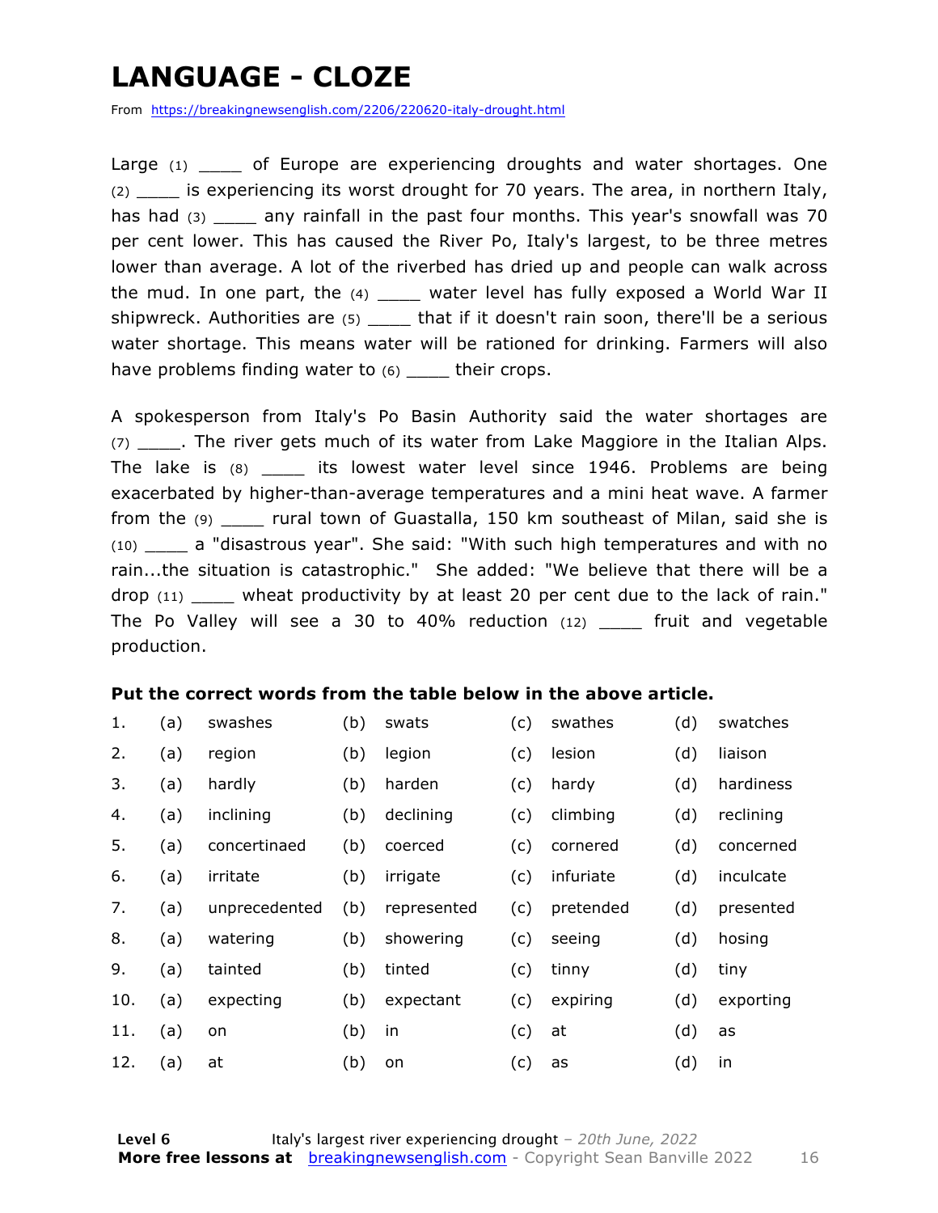# LANGUAGE - CLOZE

From https://breakingnewsenglish.com/2206/220620-italy-drought.html

Large (1) ____ of Europe are experiencing droughts and water shortages. One (2) ____ is experiencing its worst drought for 70 years. The area, in northern Italy, has had (3) ____ any rainfall in the past four months. This year's snowfall was 70 per cent lower. This has caused the River Po, Italy's largest, to be three metres lower than average. A lot of the riverbed has dried up and people can walk across the mud. In one part, the (4) ____ water level has fully exposed a World War II shipwreck. Authorities are (5) ____ that if it doesn't rain soon, there'll be a serious water shortage. This means water will be rationed for drinking. Farmers will also have problems finding water to (6) ____ their crops.

A spokesperson from Italy's Po Basin Authority said the water shortages are (7) ____. The river gets much of its water from Lake Maggiore in the Italian Alps. The lake is (8) ____ its lowest water level since 1946. Problems are being exacerbated by higher-than-average temperatures and a mini heat wave. A farmer from the (9) ____ rural town of Guastalla, 150 km southeast of Milan, said she is (10) ____ a "disastrous year". She said: "With such high temperatures and with no rain...the situation is catastrophic." She added: "We believe that there will be a drop (11) ____ wheat productivity by at least 20 per cent due to the lack of rain." The Po Valley will see a 30 to 40% reduction (12) ____ fruit and vegetable production.

**Put the correct words from the table below in the above article.**

| | | | | | | | | |
|---|---|---|---|---|---|---|---|---|
| 1. | (a) | swashes | (b) | swats | (c) | swathes | (d) | swatches |
| 2. | (a) | region | (b) | legion | (c) | lesion | (d) | liaison |
| 3. | (a) | hardly | (b) | harden | (c) | hardy | (d) | hardiness |
| 4. | (a) | inclining | (b) | declining | (c) | climbing | (d) | reclining |
| 5. | (a) | concertinaed | (b) | coerced | (c) | cornered | (d) | concerned |
| 6. | (a) | irritate | (b) | irrigate | (c) | infuriate | (d) | inculcate |
| 7. | (a) | unprecedented | (b) | represented | (c) | pretended | (d) | presented |
| 8. | (a) | watering | (b) | showering | (c) | seeing | (d) | hosing |
| 9. | (a) | tainted | (b) | tinted | (c) | tinny | (d) | tiny |
| 10. | (a) | expecting | (b) | expectant | (c) | expiring | (d) | exporting |
| 11. | (a) | on | (b) | in | (c) | at | (d) | as |
| 12. | (a) | at | (b) | on | (c) | as | (d) | in |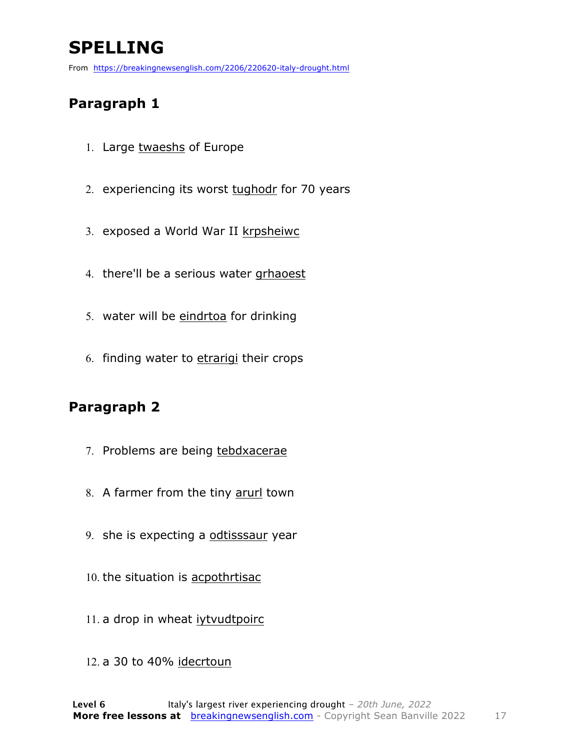# SPELLING

From https://breakingnewsenglish.com/2206/220620-italy-drought.html

## Paragraph 1

1. Large twaeshs of Europe
2. experiencing its worst tughodr for 70 years
3. exposed a World War II krpsheiwc
4. there'll be a serious water grhaoest
5. water will be eindrtoa for drinking
6. finding water to etrarigi their crops

## Paragraph 2

7. Problems are being tebdxacerae
8. A farmer from the tiny arurl town
9. she is expecting a odtisssaur year
10. the situation is acpothrtisac
11. a drop in wheat iytvudtpoirc
12. a 30 to 40% idecrtoun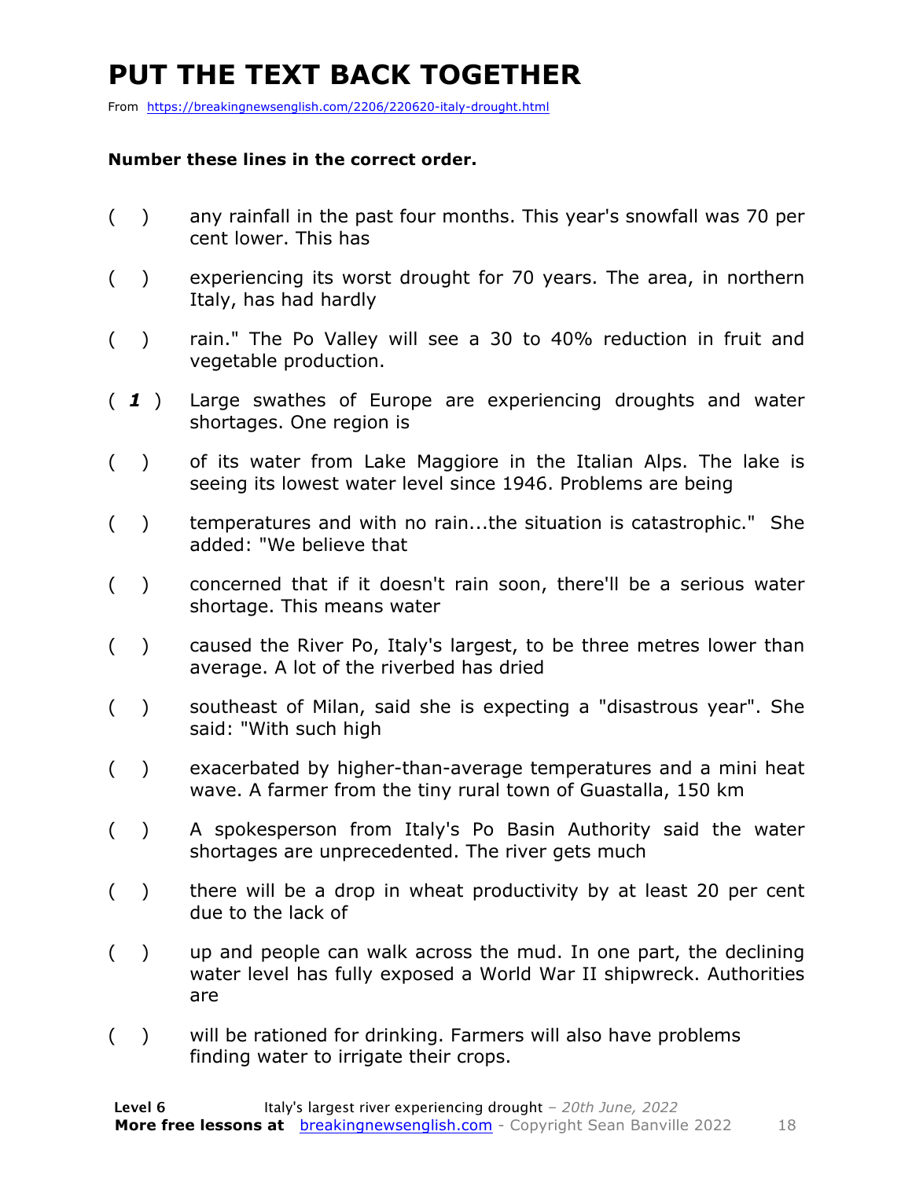# PUT THE TEXT BACK TOGETHER

From https://breakingnewsenglish.com/2206/220620-italy-drought.html

**Number these lines in the correct order.**

( ) any rainfall in the past four months. This year's snowfall was 70 per cent lower. This has

( ) experiencing its worst drought for 70 years. The area, in northern Italy, has had hardly

( ) rain." The Po Valley will see a 30 to 40% reduction in fruit and vegetable production.

( ***1*** ) Large swathes of Europe are experiencing droughts and water shortages. One region is

( ) of its water from Lake Maggiore in the Italian Alps. The lake is seeing its lowest water level since 1946. Problems are being

( ) temperatures and with no rain...the situation is catastrophic." She added: "We believe that

( ) concerned that if it doesn't rain soon, there'll be a serious water shortage. This means water

( ) caused the River Po, Italy's largest, to be three metres lower than average. A lot of the riverbed has dried

( ) southeast of Milan, said she is expecting a "disastrous year". She said: "With such high

( ) exacerbated by higher-than-average temperatures and a mini heat wave. A farmer from the tiny rural town of Guastalla, 150 km

( ) A spokesperson from Italy's Po Basin Authority said the water shortages are unprecedented. The river gets much

( ) there will be a drop in wheat productivity by at least 20 per cent due to the lack of

( ) up and people can walk across the mud. In one part, the declining water level has fully exposed a World War II shipwreck. Authorities are

( ) will be rationed for drinking. Farmers will also have problems finding water to irrigate their crops.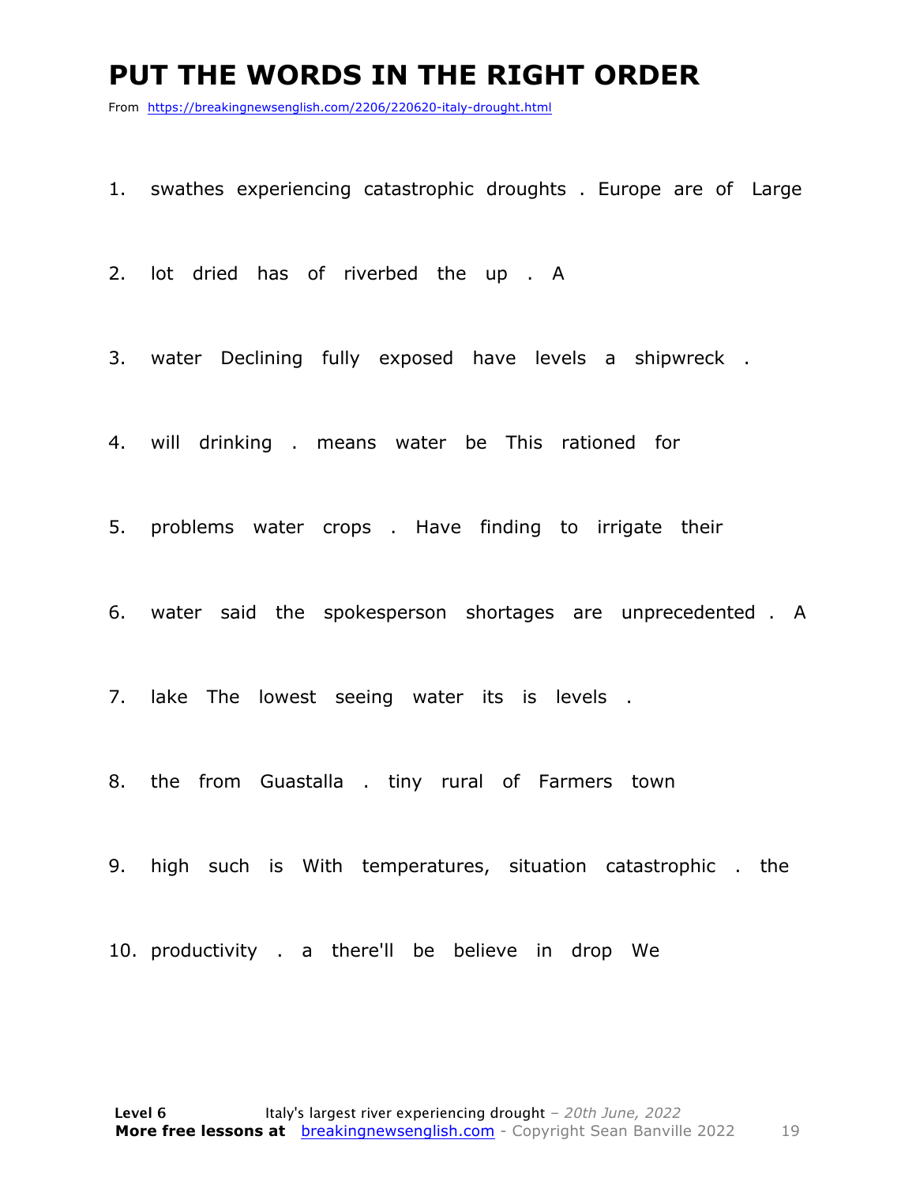# PUT THE WORDS IN THE RIGHT ORDER

From https://breakingnewsenglish.com/2206/220620-italy-drought.html

1. swathes experiencing catastrophic droughts . Europe are of Large

2. lot dried has of riverbed the up . A

3. water Declining fully exposed have levels a shipwreck .

4. will drinking . means water be This rationed for

5. problems water crops . Have finding to irrigate their

6. water said the spokesperson shortages are unprecedented . A

7. lake The lowest seeing water its is levels .

8. the from Guastalla . tiny rural of Farmers town

9. high such is With temperatures, situation catastrophic . the

10. productivity . a there'll be believe in drop We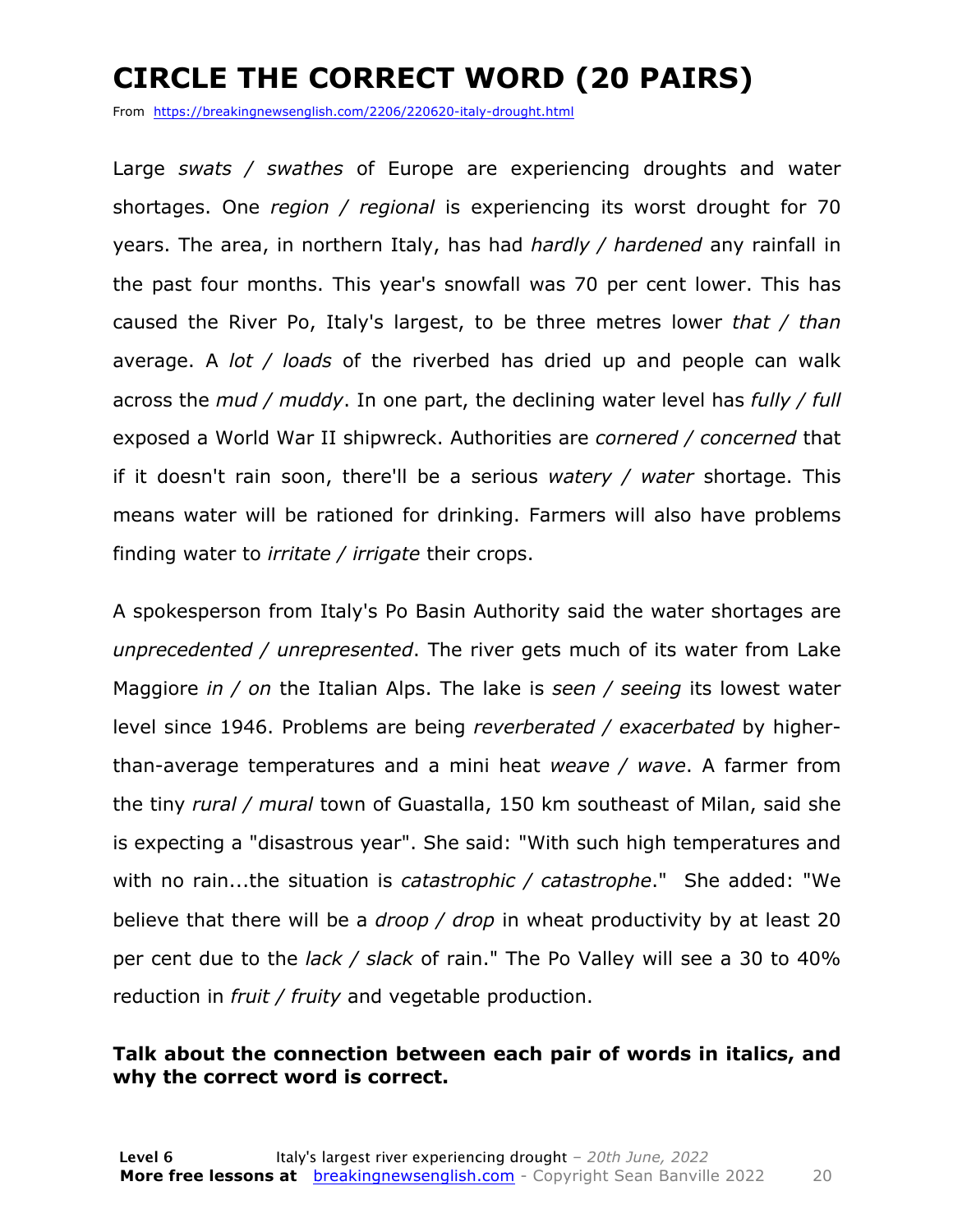# CIRCLE THE CORRECT WORD (20 PAIRS)

From https://breakingnewsenglish.com/2206/220620-italy-drought.html

Large *swats / swathes* of Europe are experiencing droughts and water shortages. One *region / regional* is experiencing its worst drought for 70 years. The area, in northern Italy, has had *hardly / hardened* any rainfall in the past four months. This year's snowfall was 70 per cent lower. This has caused the River Po, Italy's largest, to be three metres lower *that / than* average. A *lot / loads* of the riverbed has dried up and people can walk across the *mud / muddy*. In one part, the declining water level has *fully / full* exposed a World War II shipwreck. Authorities are *cornered / concerned* that if it doesn't rain soon, there'll be a serious *watery / water* shortage. This means water will be rationed for drinking. Farmers will also have problems finding water to *irritate / irrigate* their crops.

A spokesperson from Italy's Po Basin Authority said the water shortages are *unprecedented / unrepresented*. The river gets much of its water from Lake Maggiore *in / on* the Italian Alps. The lake is *seen / seeing* its lowest water level since 1946. Problems are being *reverberated / exacerbated* by higher-than-average temperatures and a mini heat *weave / wave*. A farmer from the tiny *rural / mural* town of Guastalla, 150 km southeast of Milan, said she is expecting a "disastrous year". She said: "With such high temperatures and with no rain...the situation is *catastrophic / catastrophe*." She added: "We believe that there will be a *droop / drop* in wheat productivity by at least 20 per cent due to the *lack / slack* of rain." The Po Valley will see a 30 to 40% reduction in *fruit / fruity* and vegetable production.

**Talk about the connection between each pair of words in italics, and why the correct word is correct.**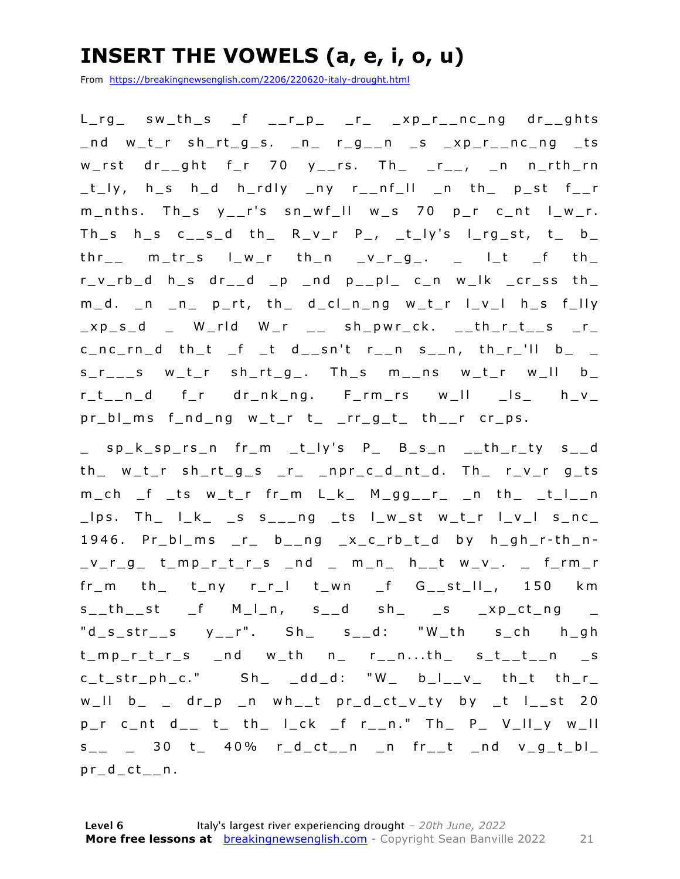# INSERT THE VOWELS (a, e, i, o, u)

From https://breakingnewsenglish.com/2206/220620-italy-drought.html

L_rg_ sw_th_s _f __r_p_ _r_ _xp_r__nc_ng dr__ghts _nd w_t_r sh_rt_g_s. _n_ r_g__n _s _xp_r__nc_ng _ts w_rst dr__ght f_r 70 y__rs. Th_ _r__, _n n_rth_rn _t_ly, h_s h_d h_rdly _ny r__nf_ll _n th_ p_st f__r m_nths. Th_s y__r's sn_wf_ll w_s 70 p_r c_nt l_w_r. Th_s h_s c__s_d th_ R_v_r P_, _t_ly's l_rg_st, t_ b_ thr__ m_tr_s l_w_r th_n _v_r_g_. _ l_t _f th_ r_v_rb_d h_s dr__d _p _nd p__pl_ c_n w_lk _cr_ss th_ m_d. _n _n_ p_rt, th_ d_cl_n_ng w_t_r l_v_l h_s f_lly _xp_s_d _ W_rld W_r __ sh_pwr_ck. __th_r_t__s _r_ c_nc_rn_d th_t _f _t d__sn't r__n s__n, th_r_'ll b_ _ s_r___s w_t_r sh_rt_g_. Th_s m__ns w_t_r w_ll b_ r_t__n_d f_r dr_nk_ng. F_rm_rs w_ll _ls_ h_v_ pr_bl_ms f_nd_ng w_t_r t_ _rr_g_t_ th__r cr_ps.

_ sp_k_sp_rs_n fr_m _t_ly's P_ B_s_n __th_r_ty s__d th_ w_t_r sh_rt_g_s _r_ _npr_c_d_nt_d. Th_ r_v_r g_ts m_ch _f _ts w_t_r fr_m L_k_ M_gg__r_ _n th_ _t_l__n _lps. Th_ l_k_ _s s___ng _ts l_w_st w_t_r l_v_l s_nc_ 1946. Pr_bl_ms _r_ b__ng _x_c_rb_t_d by h_gh_r-th_n-_v_r_g_ t_mp_r_t_r_s _nd _ m_n_ h__t w_v_. _ f_rm_r fr_m th_ t_ny r_r_l t_wn _f G__st_ll_, 150 km s__th__st _f M_l_n, s__d sh_ _s _xp_ct_ng _ "d_s_str__s y__r". Sh_ s__d: "W_th s_ch h_gh t_mp_r_t_r_s _nd w_th n_ r__n...th_ s_t__t__n _s c_t_str_ph_c." Sh_ _dd_d: "W_ b_l__v_ th_t th_r_ w_ll b_ _ dr_p _n wh__t pr_d_ct_v_ty by _t l__st 20 p_r c_nt d__ t_ th_ l_ck _f r__n." Th_ P_ V_ll_y w_ll s__ _ 30 t_ 40% r_d_ct__n _n fr__t _nd v_g_t_bl_ pr_d_ct__n.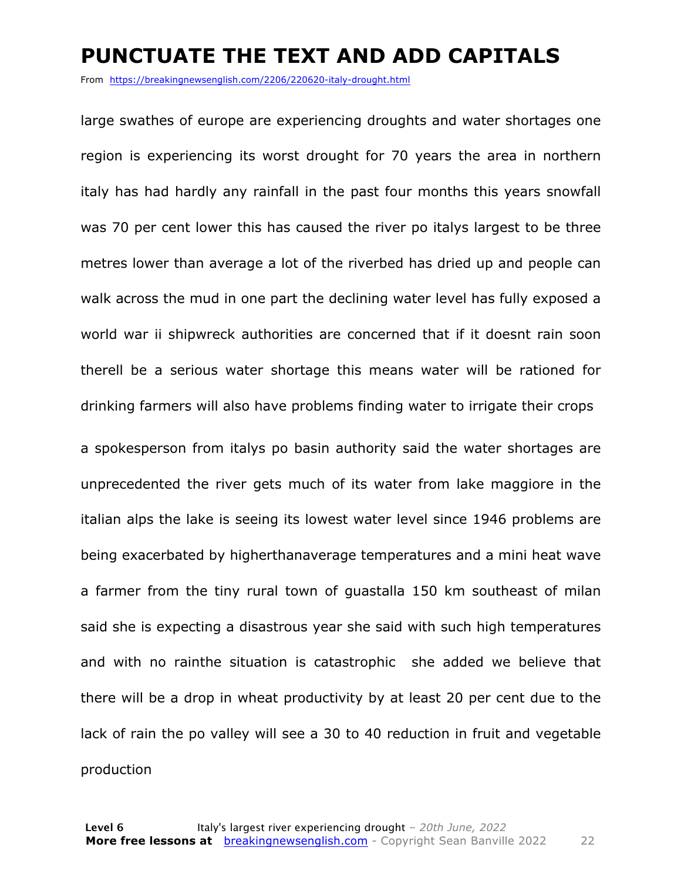# PUNCTUATE THE TEXT AND ADD CAPITALS

From https://breakingnewsenglish.com/2206/220620-italy-drought.html

large swathes of europe are experiencing droughts and water shortages one region is experiencing its worst drought for 70 years the area in northern italy has had hardly any rainfall in the past four months this years snowfall was 70 per cent lower this has caused the river po italys largest to be three metres lower than average a lot of the riverbed has dried up and people can walk across the mud in one part the declining water level has fully exposed a world war ii shipwreck authorities are concerned that if it doesnt rain soon therell be a serious water shortage this means water will be rationed for drinking farmers will also have problems finding water to irrigate their crops

a spokesperson from italys po basin authority said the water shortages are unprecedented the river gets much of its water from lake maggiore in the italian alps the lake is seeing its lowest water level since 1946 problems are being exacerbated by higherthanaverage temperatures and a mini heat wave a farmer from the tiny rural town of guastalla 150 km southeast of milan said she is expecting a disastrous year she said with such high temperatures and with no rainthe situation is catastrophic she added we believe that there will be a drop in wheat productivity by at least 20 per cent due to the lack of rain the po valley will see a 30 to 40 reduction in fruit and vegetable production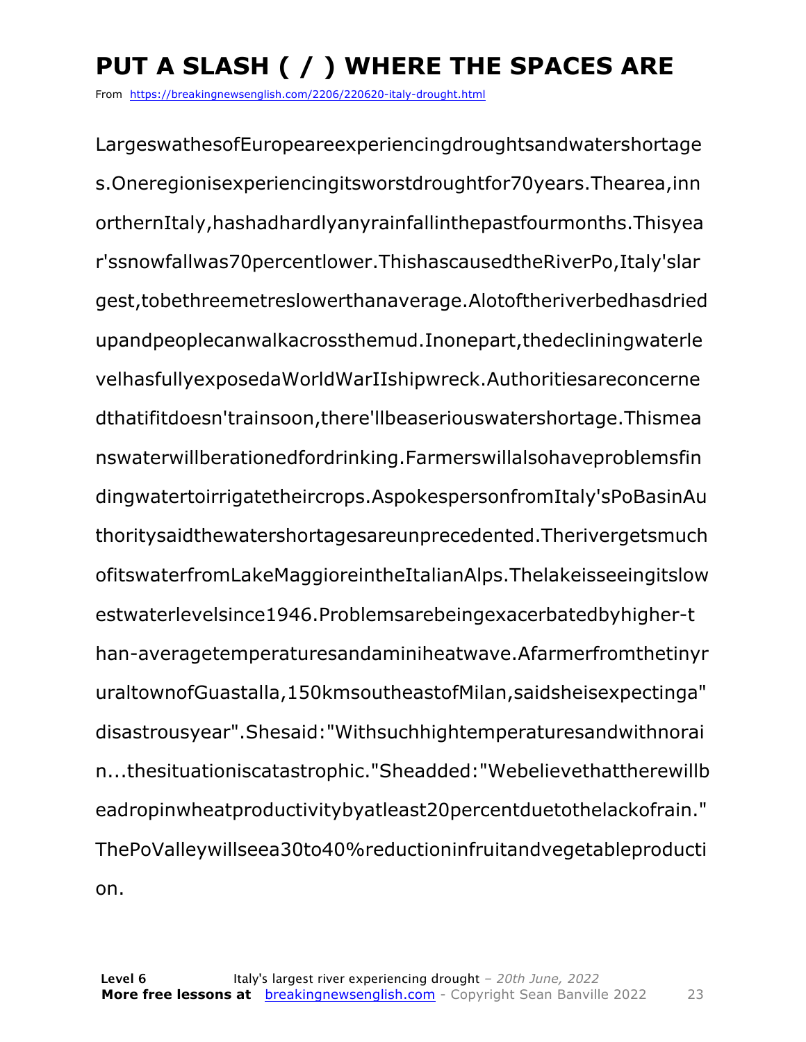# PUT A SLASH ( / ) WHERE THE SPACES ARE

From https://breakingnewsenglish.com/2206/220620-italy-drought.html

LargeswathesofEuropeareexperiencingdroughtsandwatershortage s.Oneregionisexperiencingitsworstdroughtfor70years.Thearea,inn orthernItaly,hashadhardlyanyrainfallinthepastfourmonths.Thisyea r'ssnowfallwas70percentlower.ThishascausedtheRiverPo,Italy'slar gest,tobethreemetreslowerthanaverage.Alotoftheriverbedhasdried upandpeoplecanwalkacrossthemud.Inonepart,thedecliningwaterle velhasfullyexposedaWorldWarIIshipwreck.Authoritiesareconcerne dthatifitdoesn'trainsoon,there'llbeaseriouswatershortage.Thismea nswaterwillberationedfordrinking.Farmerswillalsohaveproblemsfin dingwatertoirrigatetheircrops.AspokespersonfromItaly'sPoBasinAu thoritysaidthewatershortagesareunprecedented.Therivergetsmuch ofitswaterfromLakeMaggioreintheItalianAlps.Thelakeisseeingitslow estwaterlevelsince1946.Problemsarebeingexacerbatedbyhigher-t han-averagetemperaturesandaminiheatwave.Afarmerfromthetinyr uraltownofGuastalla,150kmsoutheastofMilan,saidsheisexpectinga" disastrousyear".Shesaid:"Withsuchhightemperaturesandwithnorai n...thesituationiscatastrophic."Sheadded:"Webelievethattherewillb eadropinwheatproductivitybyatleast20percentduetothelackofrain." ThePoValleywillseea30to40%reductioninfruitandvegetableproducti on.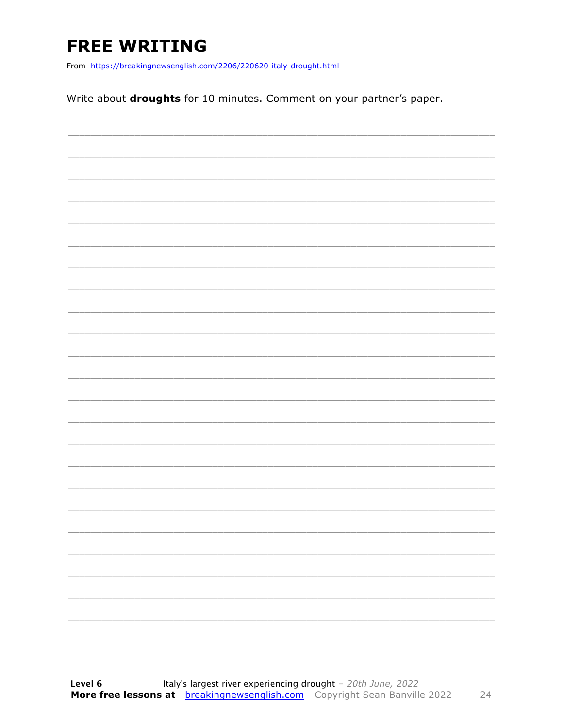# FREE WRITING

From https://breakingnewsenglish.com/2206/220620-italy-drought.html

Write about **droughts** for 10 minutes. Comment on your partner's paper.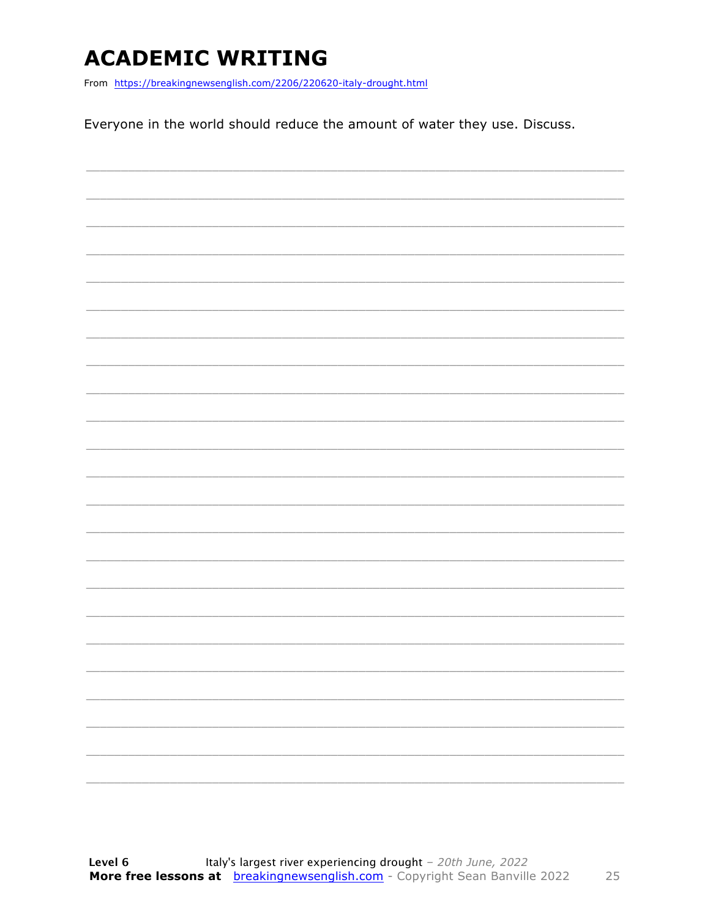# ACADEMIC WRITING

From https://breakingnewsenglish.com/2206/220620-italy-drought.html

Everyone in the world should reduce the amount of water they use. Discuss.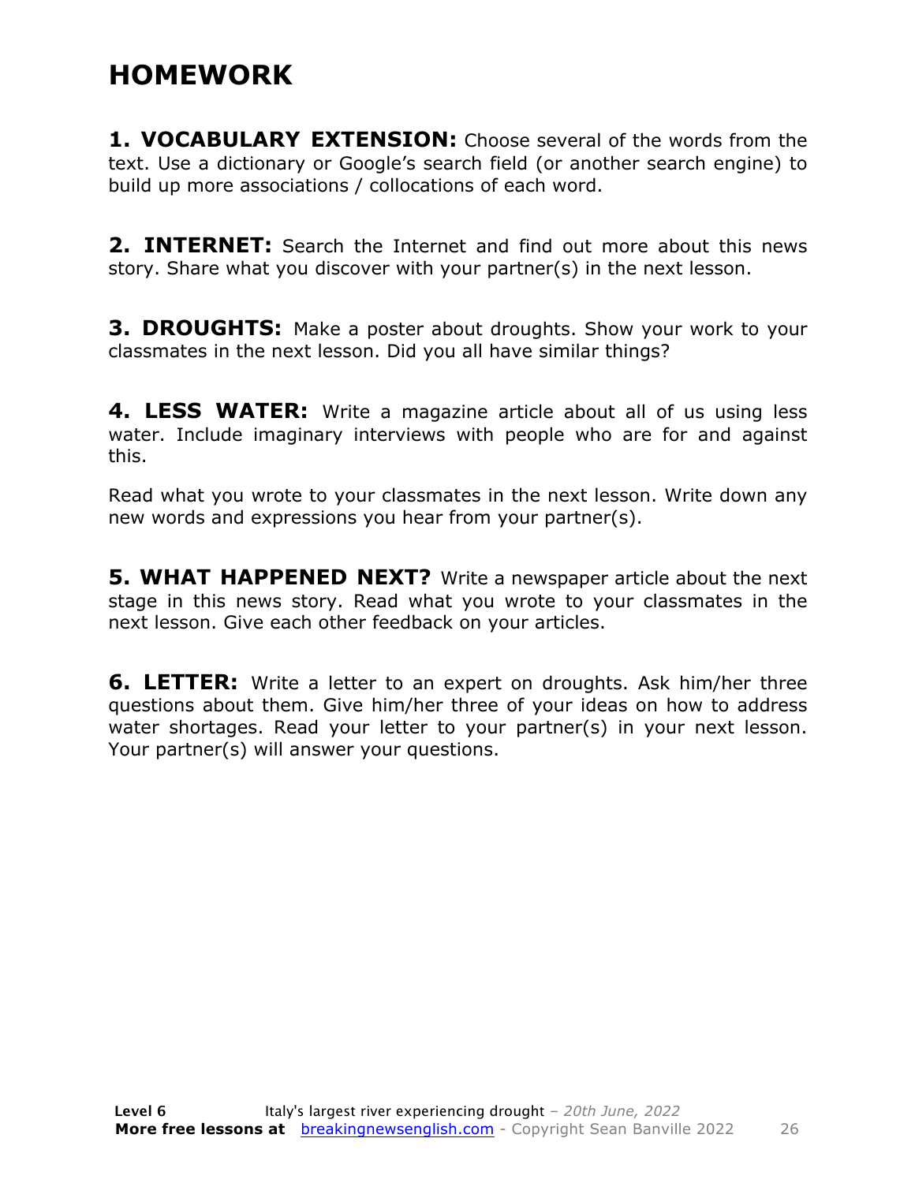# HOMEWORK

**1. VOCABULARY EXTENSION:** Choose several of the words from the text. Use a dictionary or Google's search field (or another search engine) to build up more associations / collocations of each word.

**2. INTERNET:** Search the Internet and find out more about this news story. Share what you discover with your partner(s) in the next lesson.

**3. DROUGHTS:** Make a poster about droughts. Show your work to your classmates in the next lesson. Did you all have similar things?

**4. LESS WATER:** Write a magazine article about all of us using less water. Include imaginary interviews with people who are for and against this.

Read what you wrote to your classmates in the next lesson. Write down any new words and expressions you hear from your partner(s).

**5. WHAT HAPPENED NEXT?** Write a newspaper article about the next stage in this news story. Read what you wrote to your classmates in the next lesson. Give each other feedback on your articles.

**6. LETTER:** Write a letter to an expert on droughts. Ask him/her three questions about them. Give him/her three of your ideas on how to address water shortages. Read your letter to your partner(s) in your next lesson. Your partner(s) will answer your questions.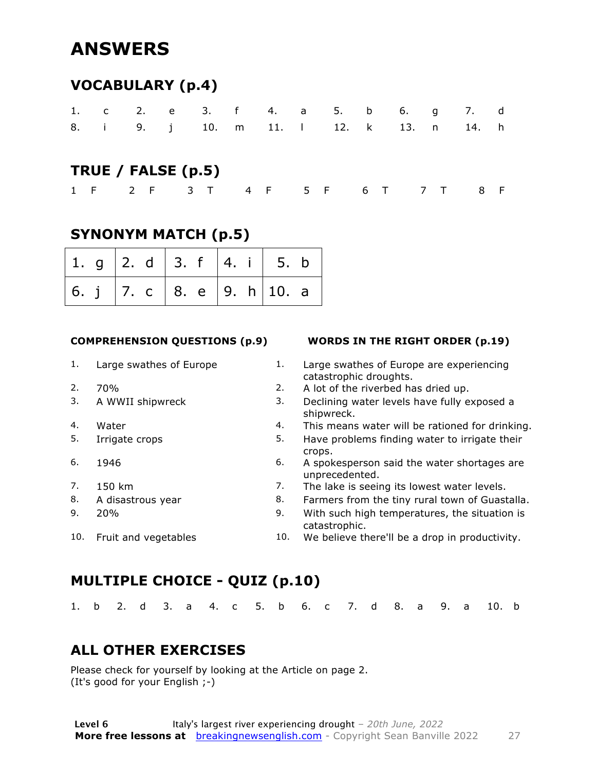# ANSWERS

## VOCABULARY (p.4)

| | | | | | | |
|---|---|---|---|---|---|---|
| 1. c | 2. e | 3. f | 4. a | 5. b | 6. g | 7. d |
| 8. i | 9. j | 10. m | 11. l | 12. k | 13. n | 14. h |

## TRUE / FALSE (p.5)

1 F   2 F   3 T   4 F   5 F   6 T   7 T   8 F

## SYNONYM MATCH (p.5)

| | | | | |
|---|---|---|---|---|
| 1. g | 2. d | 3. f | 4. i | 5. b |
| 6. j | 7. c | 8. e | 9. h | 10. a |

### COMPREHENSION QUESTIONS (p.9)

1. Large swathes of Europe
2. 70%
3. A WWII shipwreck
4. Water
5. Irrigate crops
6. 1946
7. 150 km
8. A disastrous year
9. 20%
10. Fruit and vegetables

### WORDS IN THE RIGHT ORDER (p.19)

1. Large swathes of Europe are experiencing catastrophic droughts.
2. A lot of the riverbed has dried up.
3. Declining water levels have fully exposed a shipwreck.
4. This means water will be rationed for drinking.
5. Have problems finding water to irrigate their crops.
6. A spokesperson said the water shortages are unprecedented.
7. The lake is seeing its lowest water levels.
8. Farmers from the tiny rural town of Guastalla.
9. With such high temperatures, the situation is catastrophic.
10. We believe there'll be a drop in productivity.

## MULTIPLE CHOICE - QUIZ (p.10)

1. b   2. d   3. a   4. c   5. b   6. c   7. d   8. a   9. a   10. b

## ALL OTHER EXERCISES

Please check for yourself by looking at the Article on page 2.
(It's good for your English ;-)